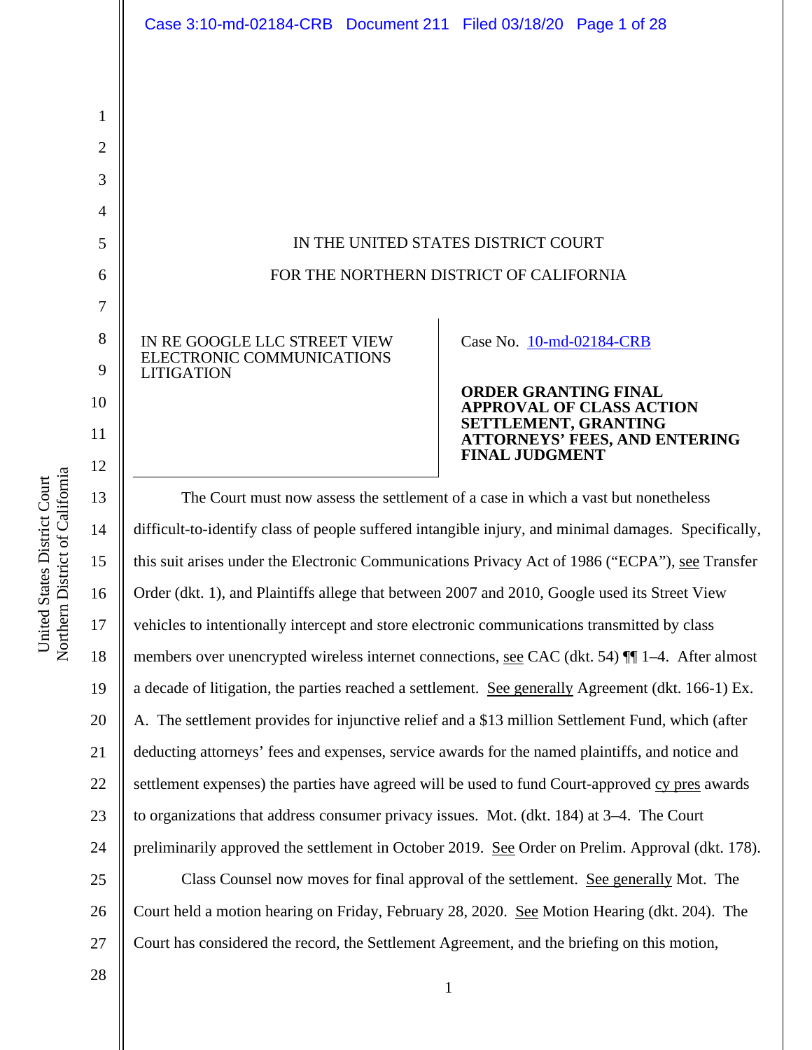IN THE UNITED STATES DISTRICT COURT

FOR THE NORTHERN DISTRICT OF CALIFORNIA

IN RE GOOGLE LLC STREET VIEW ELECTRONIC COMMUNICATIONS LITIGATION

Case No. 10-md-02184-CRB

**ORDER GRANTING FINAL APPROVAL OF CLASS ACTION SETTLEMENT, GRANTING ATTORNEYS' FEES, AND ENTERING FINAL JUDGMENT**

The Court must now assess the settlement of a case in which a vast but nonetheless difficult-to-identify class of people suffered intangible injury, and minimal damages. Specifically, this suit arises under the Electronic Communications Privacy Act of 1986 ("ECPA"), see Transfer Order (dkt. 1), and Plaintiffs allege that between 2007 and 2010, Google used its Street View vehicles to intentionally intercept and store electronic communications transmitted by class members over unencrypted wireless internet connections, see CAC (dkt. 54) ¶¶ 1–4. After almost a decade of litigation, the parties reached a settlement. See generally Agreement (dkt. 166-1) Ex. A. The settlement provides for injunctive relief and a $13 million Settlement Fund, which (after deducting attorneys' fees and expenses, service awards for the named plaintiffs, and notice and settlement expenses) the parties have agreed will be used to fund Court-approved cy pres awards to organizations that address consumer privacy issues. Mot. (dkt. 184) at 3–4. The Court preliminarily approved the settlement in October 2019. See Order on Prelim. Approval (dkt. 178).

Class Counsel now moves for final approval of the settlement. See generally Mot. The Court held a motion hearing on Friday, February 28, 2020. See Motion Hearing (dkt. 204). The Court has considered the record, the Settlement Agreement, and the briefing on this motion,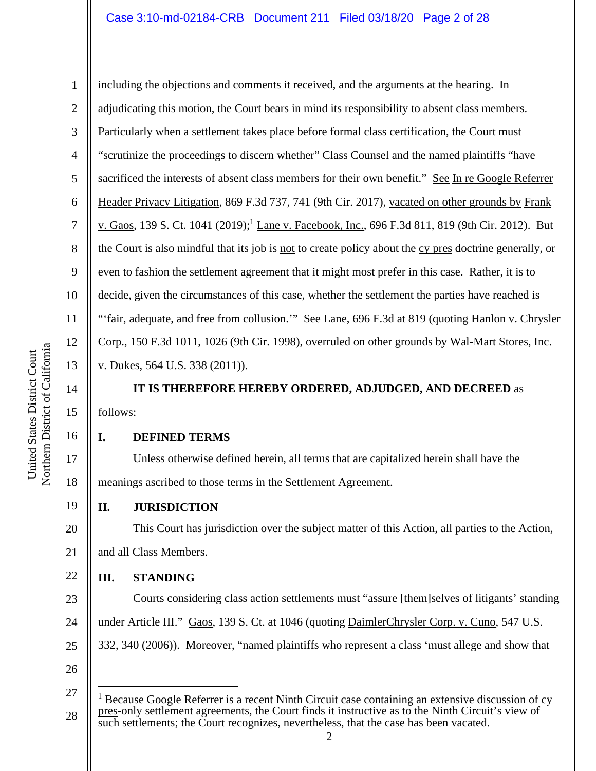including the objections and comments it received, and the arguments at the hearing. In adjudicating this motion, the Court bears in mind its responsibility to absent class members. Particularly when a settlement takes place before formal class certification, the Court must "scrutinize the proceedings to discern whether" Class Counsel and the named plaintiffs "have sacrificed the interests of absent class members for their own benefit." See In re Google Referrer Header Privacy Litigation, 869 F.3d 737, 741 (9th Cir. 2017), vacated on other grounds by Frank v. Gaos, 139 S. Ct. 1041 (2019);[1] Lane v. Facebook, Inc., 696 F.3d 811, 819 (9th Cir. 2012). But the Court is also mindful that its job is not to create policy about the cy pres doctrine generally, or even to fashion the settlement agreement that it might most prefer in this case. Rather, it is to decide, given the circumstances of this case, whether the settlement the parties have reached is "'fair, adequate, and free from collusion.'" See Lane, 696 F.3d at 819 (quoting Hanlon v. Chrysler Corp., 150 F.3d 1011, 1026 (9th Cir. 1998), overruled on other grounds by Wal-Mart Stores, Inc. v. Dukes, 564 U.S. 338 (2011)).

**IT IS THEREFORE HEREBY ORDERED, ADJUDGED, AND DECREED** as follows:

## I. DEFINED TERMS

Unless otherwise defined herein, all terms that are capitalized herein shall have the meanings ascribed to those terms in the Settlement Agreement.

## II. JURISDICTION

This Court has jurisdiction over the subject matter of this Action, all parties to the Action, and all Class Members.

## III. STANDING

Courts considering class action settlements must "assure [them]selves of litigants' standing under Article III." Gaos, 139 S. Ct. at 1046 (quoting DaimlerChrysler Corp. v. Cuno, 547 U.S. 332, 340 (2006)). Moreover, "named plaintiffs who represent a class 'must allege and show that

---

[1] Because Google Referrer is a recent Ninth Circuit case containing an extensive discussion of cy pres-only settlement agreements, the Court finds it instructive as to the Ninth Circuit's view of such settlements; the Court recognizes, nevertheless, that the case has been vacated.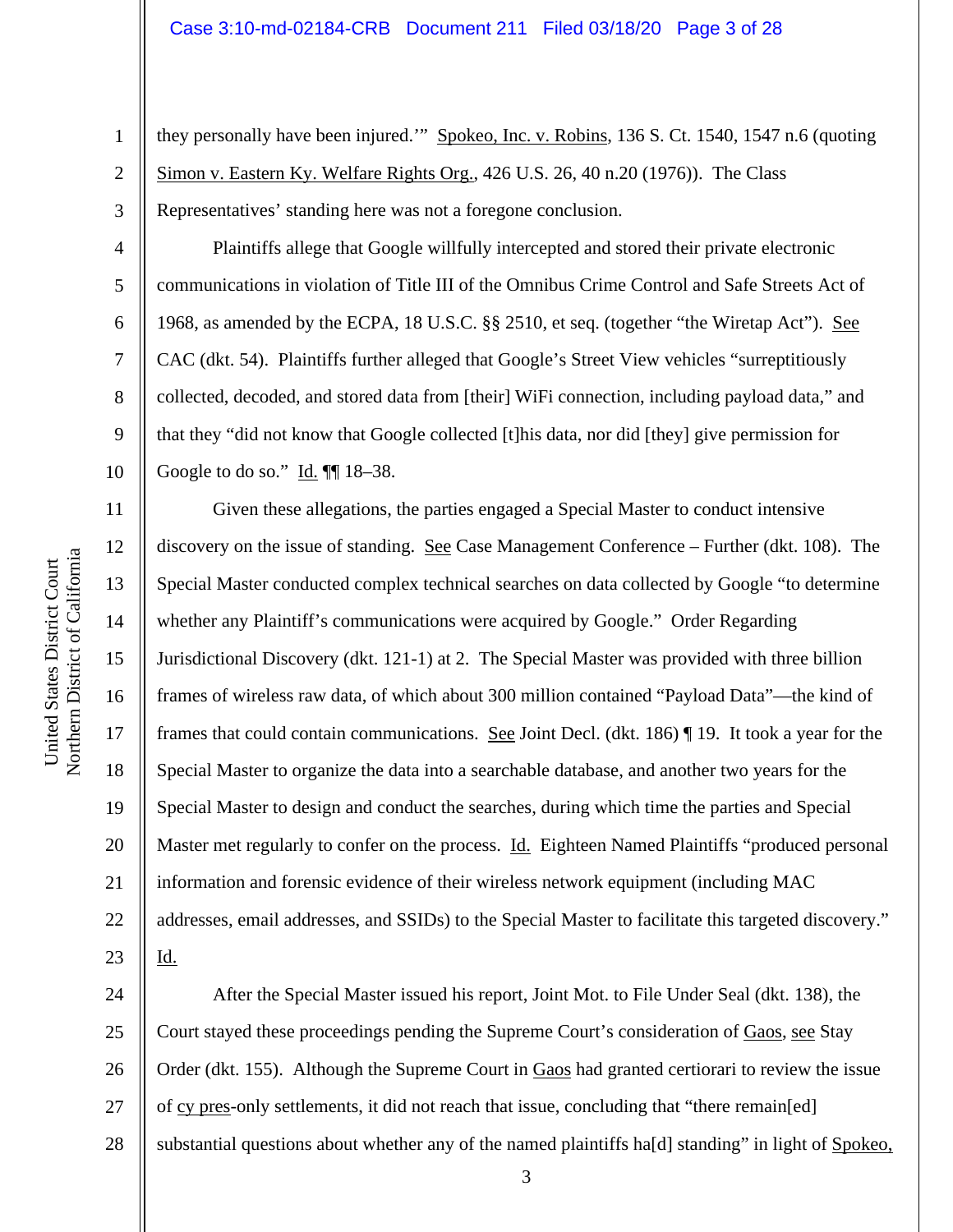they personally have been injured.'" Spokeo, Inc. v. Robins, 136 S. Ct. 1540, 1547 n.6 (quoting Simon v. Eastern Ky. Welfare Rights Org., 426 U.S. 26, 40 n.20 (1976)). The Class Representatives' standing here was not a foregone conclusion.

Plaintiffs allege that Google willfully intercepted and stored their private electronic communications in violation of Title III of the Omnibus Crime Control and Safe Streets Act of 1968, as amended by the ECPA, 18 U.S.C. §§ 2510, et seq. (together "the Wiretap Act"). See CAC (dkt. 54). Plaintiffs further alleged that Google's Street View vehicles "surreptitiously collected, decoded, and stored data from [their] WiFi connection, including payload data," and that they "did not know that Google collected [t]his data, nor did [they] give permission for Google to do so." Id. ¶¶ 18–38.

Given these allegations, the parties engaged a Special Master to conduct intensive discovery on the issue of standing. See Case Management Conference – Further (dkt. 108). The Special Master conducted complex technical searches on data collected by Google "to determine whether any Plaintiff's communications were acquired by Google." Order Regarding Jurisdictional Discovery (dkt. 121-1) at 2. The Special Master was provided with three billion frames of wireless raw data, of which about 300 million contained "Payload Data"—the kind of frames that could contain communications. See Joint Decl. (dkt. 186) ¶ 19. It took a year for the Special Master to organize the data into a searchable database, and another two years for the Special Master to design and conduct the searches, during which time the parties and Special Master met regularly to confer on the process. Id. Eighteen Named Plaintiffs "produced personal information and forensic evidence of their wireless network equipment (including MAC addresses, email addresses, and SSIDs) to the Special Master to facilitate this targeted discovery." Id.

After the Special Master issued his report, Joint Mot. to File Under Seal (dkt. 138), the Court stayed these proceedings pending the Supreme Court's consideration of Gaos, see Stay Order (dkt. 155). Although the Supreme Court in Gaos had granted certiorari to review the issue of cy pres-only settlements, it did not reach that issue, concluding that "there remain[ed] substantial questions about whether any of the named plaintiffs ha[d] standing" in light of Spokeo,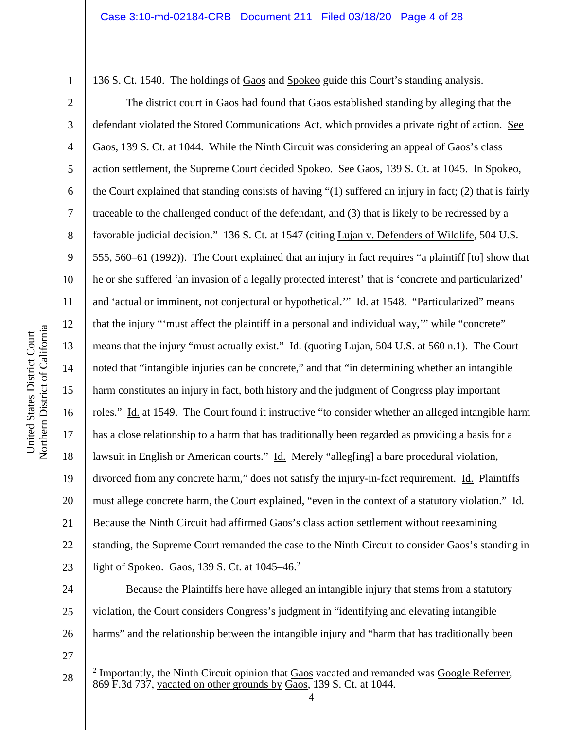136 S. Ct. 1540. The holdings of Gaos and Spokeo guide this Court's standing analysis.

The district court in Gaos had found that Gaos established standing by alleging that the defendant violated the Stored Communications Act, which provides a private right of action. See Gaos, 139 S. Ct. at 1044. While the Ninth Circuit was considering an appeal of Gaos's class action settlement, the Supreme Court decided Spokeo. See Gaos, 139 S. Ct. at 1045. In Spokeo, the Court explained that standing consists of having "(1) suffered an injury in fact; (2) that is fairly traceable to the challenged conduct of the defendant, and (3) that is likely to be redressed by a favorable judicial decision." 136 S. Ct. at 1547 (citing Lujan v. Defenders of Wildlife, 504 U.S. 555, 560–61 (1992)). The Court explained that an injury in fact requires "a plaintiff [to] show that he or she suffered 'an invasion of a legally protected interest' that is 'concrete and particularized' and 'actual or imminent, not conjectural or hypothetical.'" Id. at 1548. "Particularized" means that the injury "'must affect the plaintiff in a personal and individual way,'" while "concrete" means that the injury "must actually exist." Id. (quoting Lujan, 504 U.S. at 560 n.1). The Court noted that "intangible injuries can be concrete," and that "in determining whether an intangible harm constitutes an injury in fact, both history and the judgment of Congress play important roles." Id. at 1549. The Court found it instructive "to consider whether an alleged intangible harm has a close relationship to a harm that has traditionally been regarded as providing a basis for a lawsuit in English or American courts." Id. Merely "alleg[ing] a bare procedural violation, divorced from any concrete harm," does not satisfy the injury-in-fact requirement. Id. Plaintiffs must allege concrete harm, the Court explained, "even in the context of a statutory violation." Id. Because the Ninth Circuit had affirmed Gaos's class action settlement without reexamining standing, the Supreme Court remanded the case to the Ninth Circuit to consider Gaos's standing in light of Spokeo. Gaos, 139 S. Ct. at 1045–46.[2]

Because the Plaintiffs here have alleged an intangible injury that stems from a statutory violation, the Court considers Congress's judgment in "identifying and elevating intangible harms" and the relationship between the intangible injury and "harm that has traditionally been

---

[2] Importantly, the Ninth Circuit opinion that Gaos vacated and remanded was Google Referrer, 869 F.3d 737, vacated on other grounds by Gaos, 139 S. Ct. at 1044.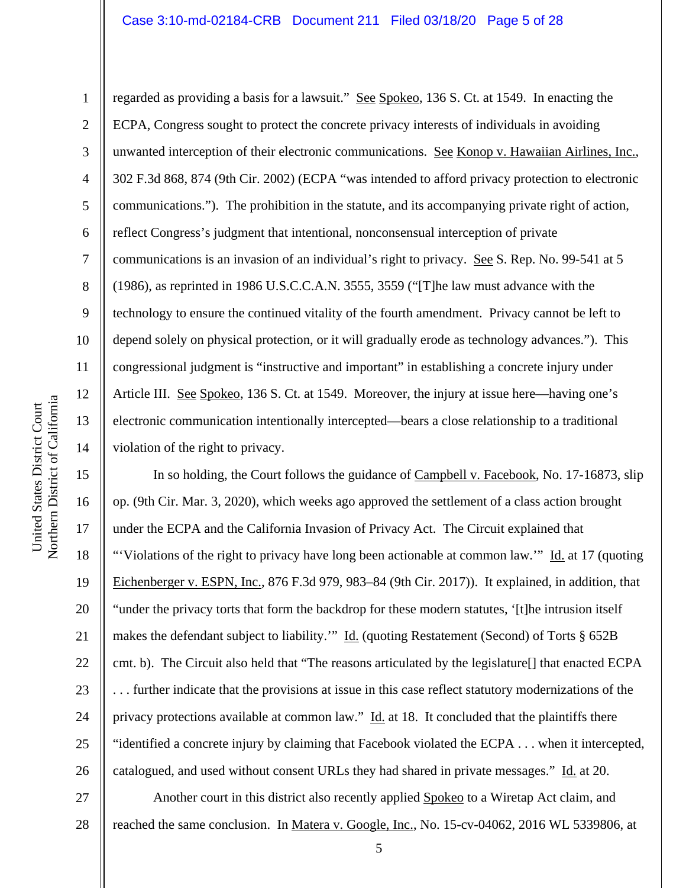regarded as providing a basis for a lawsuit." See Spokeo, 136 S. Ct. at 1549. In enacting the ECPA, Congress sought to protect the concrete privacy interests of individuals in avoiding unwanted interception of their electronic communications. See Konop v. Hawaiian Airlines, Inc., 302 F.3d 868, 874 (9th Cir. 2002) (ECPA "was intended to afford privacy protection to electronic communications."). The prohibition in the statute, and its accompanying private right of action, reflect Congress's judgment that intentional, nonconsensual interception of private communications is an invasion of an individual's right to privacy. See S. Rep. No. 99-541 at 5 (1986), as reprinted in 1986 U.S.C.C.A.N. 3555, 3559 ("[T]he law must advance with the technology to ensure the continued vitality of the fourth amendment. Privacy cannot be left to depend solely on physical protection, or it will gradually erode as technology advances."). This congressional judgment is "instructive and important" in establishing a concrete injury under Article III. See Spokeo, 136 S. Ct. at 1549. Moreover, the injury at issue here—having one's electronic communication intentionally intercepted—bears a close relationship to a traditional violation of the right to privacy.

In so holding, the Court follows the guidance of Campbell v. Facebook, No. 17-16873, slip op. (9th Cir. Mar. 3, 2020), which weeks ago approved the settlement of a class action brought under the ECPA and the California Invasion of Privacy Act. The Circuit explained that "'Violations of the right to privacy have long been actionable at common law.'" Id. at 17 (quoting Eichenberger v. ESPN, Inc., 876 F.3d 979, 983–84 (9th Cir. 2017)). It explained, in addition, that "under the privacy torts that form the backdrop for these modern statutes, '[t]he intrusion itself makes the defendant subject to liability.'" Id. (quoting Restatement (Second) of Torts § 652B cmt. b). The Circuit also held that "The reasons articulated by the legislature[] that enacted ECPA . . . further indicate that the provisions at issue in this case reflect statutory modernizations of the privacy protections available at common law." Id. at 18. It concluded that the plaintiffs there "identified a concrete injury by claiming that Facebook violated the ECPA . . . when it intercepted, catalogued, and used without consent URLs they had shared in private messages." Id. at 20.

Another court in this district also recently applied Spokeo to a Wiretap Act claim, and reached the same conclusion. In Matera v. Google, Inc., No. 15-cv-04062, 2016 WL 5339806, at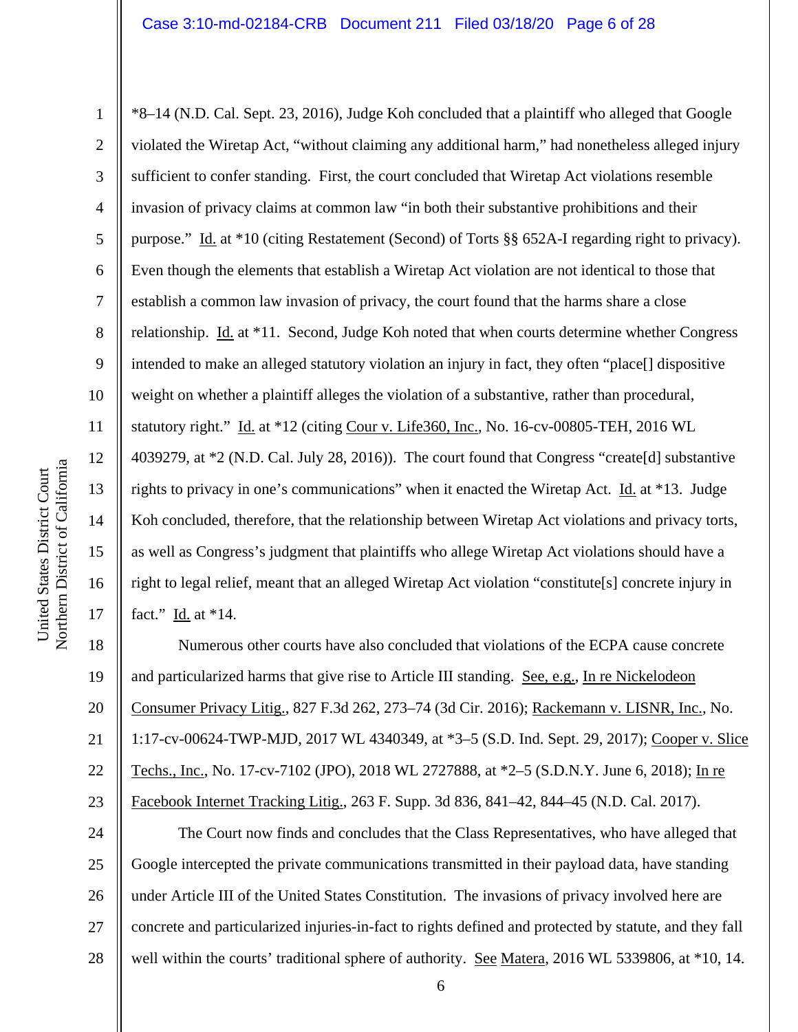*8–14 (N.D. Cal. Sept. 23, 2016), Judge Koh concluded that a plaintiff who alleged that Google violated the Wiretap Act, "without claiming any additional harm," had nonetheless alleged injury sufficient to confer standing. First, the court concluded that Wiretap Act violations resemble invasion of privacy claims at common law "in both their substantive prohibitions and their purpose." Id. at *10 (citing Restatement (Second) of Torts §§ 652A-I regarding right to privacy). Even though the elements that establish a Wiretap Act violation are not identical to those that establish a common law invasion of privacy, the court found that the harms share a close relationship. Id. at *11. Second, Judge Koh noted that when courts determine whether Congress intended to make an alleged statutory violation an injury in fact, they often "place[] dispositive weight on whether a plaintiff alleges the violation of a substantive, rather than procedural, statutory right." Id. at *12 (citing Cour v. Life360, Inc., No. 16-cv-00805-TEH, 2016 WL 4039279, at *2 (N.D. Cal. July 28, 2016)). The court found that Congress "create[d] substantive rights to privacy in one's communications" when it enacted the Wiretap Act. Id. at *13. Judge Koh concluded, therefore, that the relationship between Wiretap Act violations and privacy torts, as well as Congress's judgment that plaintiffs who allege Wiretap Act violations should have a right to legal relief, meant that an alleged Wiretap Act violation "constitute[s] concrete injury in fact." Id. at *14.

Numerous other courts have also concluded that violations of the ECPA cause concrete and particularized harms that give rise to Article III standing. See, e.g., In re Nickelodeon Consumer Privacy Litig., 827 F.3d 262, 273–74 (3d Cir. 2016); Rackemann v. LISNR, Inc., No. 1:17-cv-00624-TWP-MJD, 2017 WL 4340349, at *3–5 (S.D. Ind. Sept. 29, 2017); Cooper v. Slice Techs., Inc., No. 17-cv-7102 (JPO), 2018 WL 2727888, at *2–5 (S.D.N.Y. June 6, 2018); In re Facebook Internet Tracking Litig., 263 F. Supp. 3d 836, 841–42, 844–45 (N.D. Cal. 2017).

The Court now finds and concludes that the Class Representatives, who have alleged that Google intercepted the private communications transmitted in their payload data, have standing under Article III of the United States Constitution. The invasions of privacy involved here are concrete and particularized injuries-in-fact to rights defined and protected by statute, and they fall well within the courts' traditional sphere of authority. See Matera, 2016 WL 5339806, at *10, 14.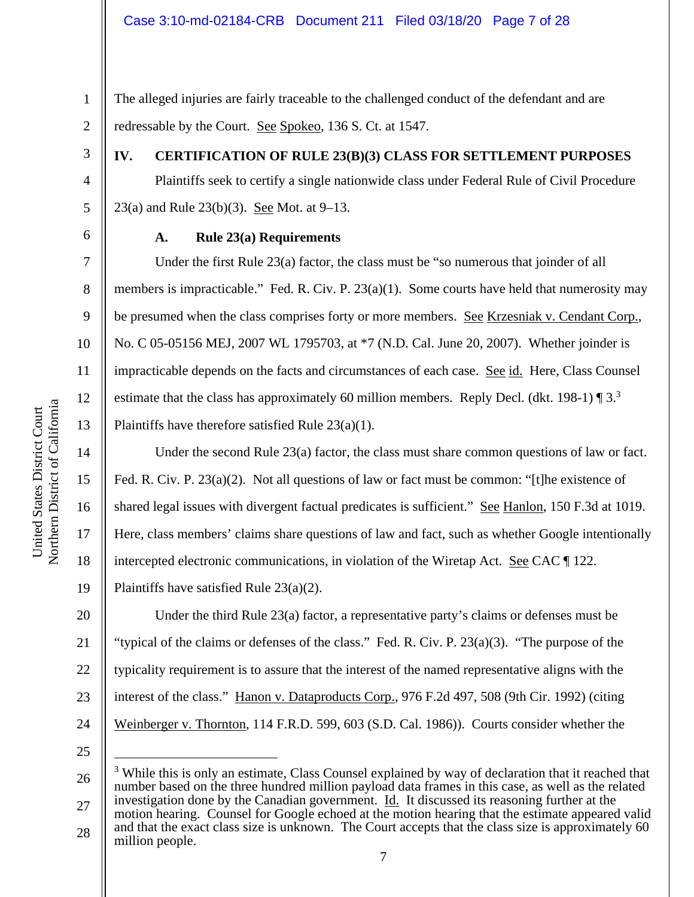The alleged injuries are fairly traceable to the challenged conduct of the defendant and are redressable by the Court. See Spokeo, 136 S. Ct. at 1547.

## IV. CERTIFICATION OF RULE 23(B)(3) CLASS FOR SETTLEMENT PURPOSES

Plaintiffs seek to certify a single nationwide class under Federal Rule of Civil Procedure 23(a) and Rule 23(b)(3). See Mot. at 9–13.

### A. Rule 23(a) Requirements

Under the first Rule 23(a) factor, the class must be "so numerous that joinder of all members is impracticable." Fed. R. Civ. P. 23(a)(1). Some courts have held that numerosity may be presumed when the class comprises forty or more members. See Krzesniak v. Cendant Corp., No. C 05-05156 MEJ, 2007 WL 1795703, at *7 (N.D. Cal. June 20, 2007). Whether joinder is impracticable depends on the facts and circumstances of each case. See id. Here, Class Counsel estimate that the class has approximately 60 million members. Reply Decl. (dkt. 198-1) ¶ 3.[3] Plaintiffs have therefore satisfied Rule 23(a)(1).

Under the second Rule 23(a) factor, the class must share common questions of law or fact. Fed. R. Civ. P. 23(a)(2). Not all questions of law or fact must be common: "[t]he existence of shared legal issues with divergent factual predicates is sufficient." See Hanlon, 150 F.3d at 1019. Here, class members' claims share questions of law and fact, such as whether Google intentionally intercepted electronic communications, in violation of the Wiretap Act. See CAC ¶ 122. Plaintiffs have satisfied Rule 23(a)(2).

Under the third Rule 23(a) factor, a representative party's claims or defenses must be "typical of the claims or defenses of the class." Fed. R. Civ. P. 23(a)(3). "The purpose of the typicality requirement is to assure that the interest of the named representative aligns with the interest of the class." Hanon v. Dataproducts Corp., 976 F.2d 497, 508 (9th Cir. 1992) (citing Weinberger v. Thornton, 114 F.R.D. 599, 603 (S.D. Cal. 1986)). Courts consider whether the

---

[3] While this is only an estimate, Class Counsel explained by way of declaration that it reached that number based on the three hundred million payload data frames in this case, as well as the related investigation done by the Canadian government. Id. It discussed its reasoning further at the motion hearing. Counsel for Google echoed at the motion hearing that the estimate appeared valid and that the exact class size is unknown. The Court accepts that the class size is approximately 60 million people.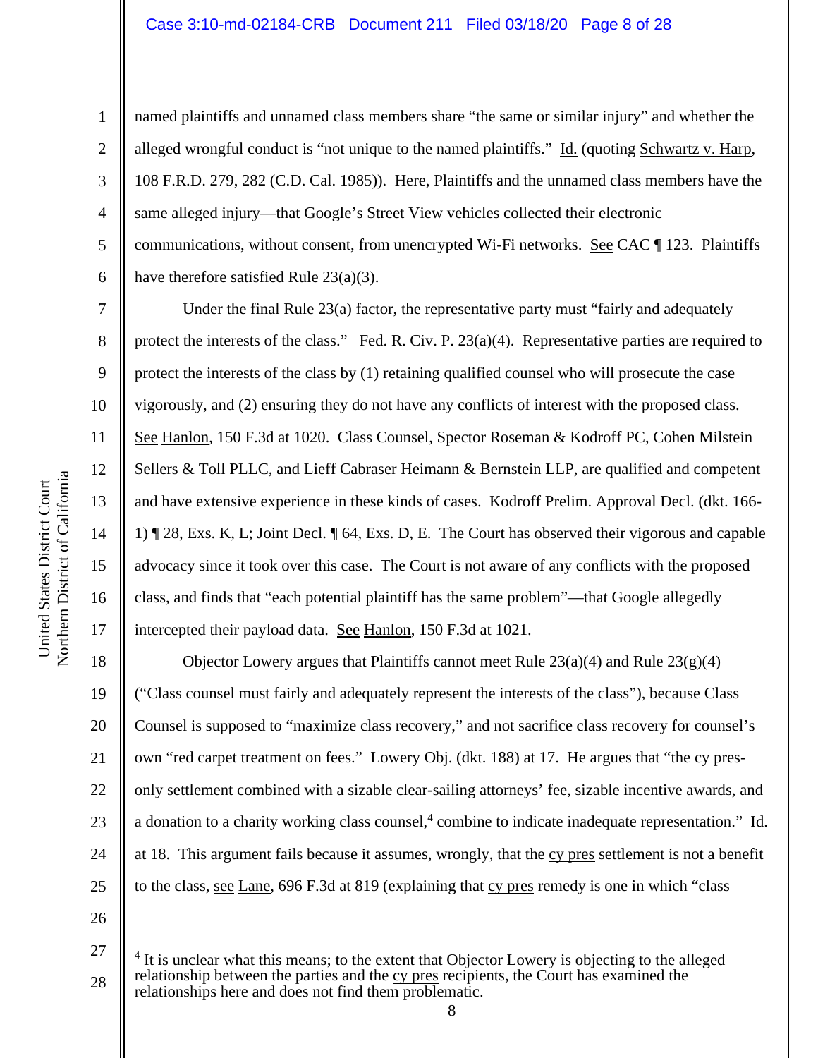named plaintiffs and unnamed class members share "the same or similar injury" and whether the alleged wrongful conduct is "not unique to the named plaintiffs." Id. (quoting Schwartz v. Harp, 108 F.R.D. 279, 282 (C.D. Cal. 1985)). Here, Plaintiffs and the unnamed class members have the same alleged injury—that Google's Street View vehicles collected their electronic communications, without consent, from unencrypted Wi-Fi networks. See CAC ¶ 123. Plaintiffs have therefore satisfied Rule 23(a)(3).

Under the final Rule 23(a) factor, the representative party must "fairly and adequately protect the interests of the class." Fed. R. Civ. P. 23(a)(4). Representative parties are required to protect the interests of the class by (1) retaining qualified counsel who will prosecute the case vigorously, and (2) ensuring they do not have any conflicts of interest with the proposed class. See Hanlon, 150 F.3d at 1020. Class Counsel, Spector Roseman & Kodroff PC, Cohen Milstein Sellers & Toll PLLC, and Lieff Cabraser Heimann & Bernstein LLP, are qualified and competent and have extensive experience in these kinds of cases. Kodroff Prelim. Approval Decl. (dkt. 166-1) ¶ 28, Exs. K, L; Joint Decl. ¶ 64, Exs. D, E. The Court has observed their vigorous and capable advocacy since it took over this case. The Court is not aware of any conflicts with the proposed class, and finds that "each potential plaintiff has the same problem"—that Google allegedly intercepted their payload data. See Hanlon, 150 F.3d at 1021.

Objector Lowery argues that Plaintiffs cannot meet Rule 23(a)(4) and Rule 23(g)(4) ("Class counsel must fairly and adequately represent the interests of the class"), because Class Counsel is supposed to "maximize class recovery," and not sacrifice class recovery for counsel's own "red carpet treatment on fees." Lowery Obj. (dkt. 188) at 17. He argues that "the cy pres-only settlement combined with a sizable clear-sailing attorneys' fee, sizable incentive awards, and a donation to a charity working class counsel,[4] combine to indicate inadequate representation." Id. at 18. This argument fails because it assumes, wrongly, that the cy pres settlement is not a benefit to the class, see Lane, 696 F.3d at 819 (explaining that cy pres remedy is one in which "class

---

[4] It is unclear what this means; to the extent that Objector Lowery is objecting to the alleged relationship between the parties and the cy pres recipients, the Court has examined the relationships here and does not find them problematic.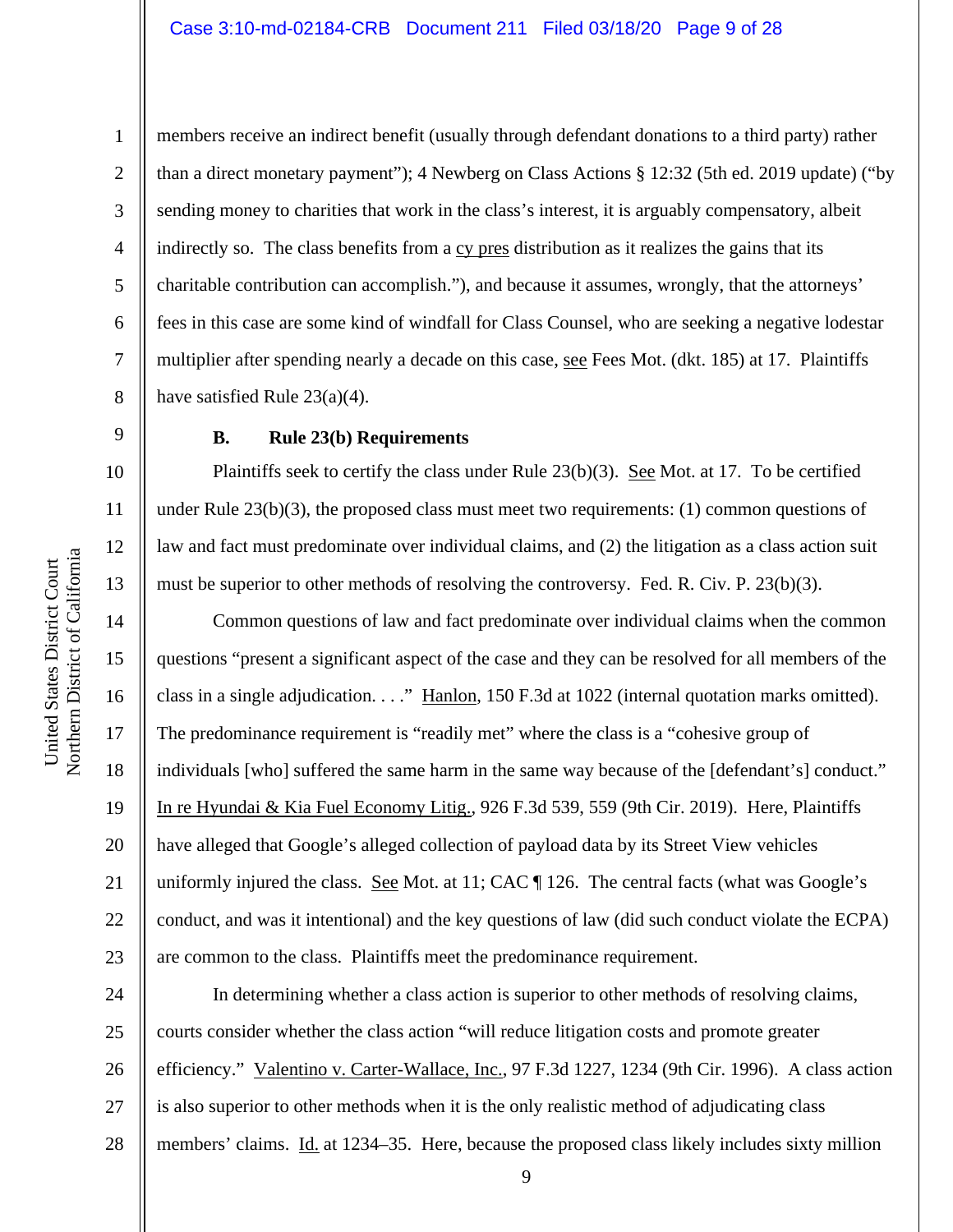members receive an indirect benefit (usually through defendant donations to a third party) rather than a direct monetary payment"); 4 Newberg on Class Actions § 12:32 (5th ed. 2019 update) ("by sending money to charities that work in the class's interest, it is arguably compensatory, albeit indirectly so. The class benefits from a cy pres distribution as it realizes the gains that its charitable contribution can accomplish."), and because it assumes, wrongly, that the attorneys' fees in this case are some kind of windfall for Class Counsel, who are seeking a negative lodestar multiplier after spending nearly a decade on this case, see Fees Mot. (dkt. 185) at 17. Plaintiffs have satisfied Rule 23(a)(4).

**B. Rule 23(b) Requirements**

Plaintiffs seek to certify the class under Rule 23(b)(3). See Mot. at 17. To be certified under Rule 23(b)(3), the proposed class must meet two requirements: (1) common questions of law and fact must predominate over individual claims, and (2) the litigation as a class action suit must be superior to other methods of resolving the controversy. Fed. R. Civ. P. 23(b)(3).

Common questions of law and fact predominate over individual claims when the common questions "present a significant aspect of the case and they can be resolved for all members of the class in a single adjudication. . . ." Hanlon, 150 F.3d at 1022 (internal quotation marks omitted). The predominance requirement is "readily met" where the class is a "cohesive group of individuals [who] suffered the same harm in the same way because of the [defendant's] conduct." In re Hyundai & Kia Fuel Economy Litig., 926 F.3d 539, 559 (9th Cir. 2019). Here, Plaintiffs have alleged that Google's alleged collection of payload data by its Street View vehicles uniformly injured the class. See Mot. at 11; CAC ¶ 126. The central facts (what was Google's conduct, and was it intentional) and the key questions of law (did such conduct violate the ECPA) are common to the class. Plaintiffs meet the predominance requirement.

In determining whether a class action is superior to other methods of resolving claims, courts consider whether the class action "will reduce litigation costs and promote greater efficiency." Valentino v. Carter-Wallace, Inc., 97 F.3d 1227, 1234 (9th Cir. 1996). A class action is also superior to other methods when it is the only realistic method of adjudicating class members' claims. Id. at 1234–35. Here, because the proposed class likely includes sixty million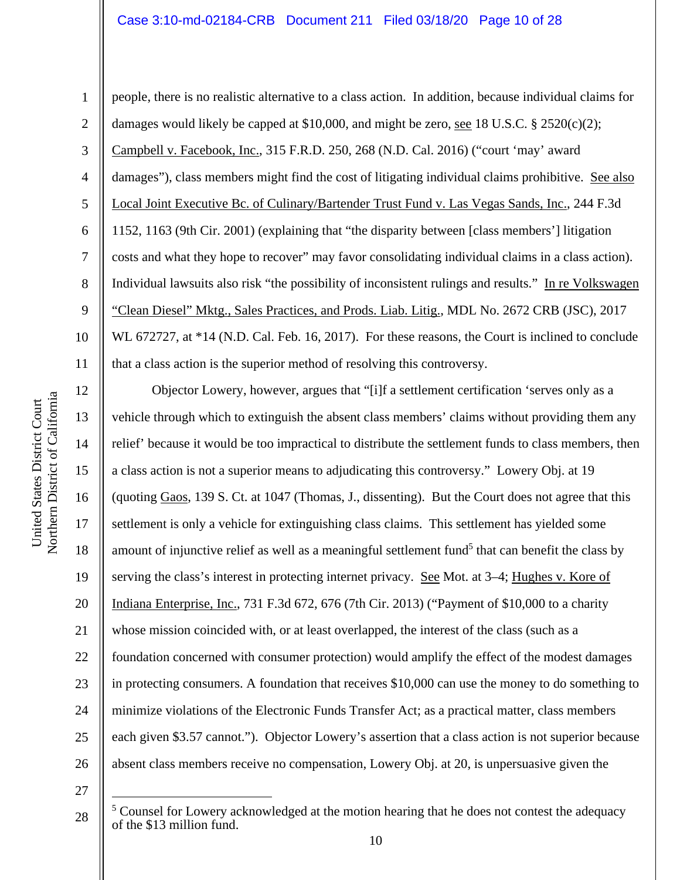people, there is no realistic alternative to a class action. In addition, because individual claims for damages would likely be capped at $10,000, and might be zero, see 18 U.S.C. § 2520(c)(2); Campbell v. Facebook, Inc., 315 F.R.D. 250, 268 (N.D. Cal. 2016) ("court 'may' award damages"), class members might find the cost of litigating individual claims prohibitive. See also Local Joint Executive Bc. of Culinary/Bartender Trust Fund v. Las Vegas Sands, Inc., 244 F.3d 1152, 1163 (9th Cir. 2001) (explaining that "the disparity between [class members'] litigation costs and what they hope to recover" may favor consolidating individual claims in a class action). Individual lawsuits also risk "the possibility of inconsistent rulings and results." In re Volkswagen "Clean Diesel" Mktg., Sales Practices, and Prods. Liab. Litig., MDL No. 2672 CRB (JSC), 2017 WL 672727, at *14 (N.D. Cal. Feb. 16, 2017). For these reasons, the Court is inclined to conclude that a class action is the superior method of resolving this controversy.

Objector Lowery, however, argues that "[i]f a settlement certification 'serves only as a vehicle through which to extinguish the absent class members' claims without providing them any relief' because it would be too impractical to distribute the settlement funds to class members, then a class action is not a superior means to adjudicating this controversy." Lowery Obj. at 19 (quoting Gaos, 139 S. Ct. at 1047 (Thomas, J., dissenting). But the Court does not agree that this settlement is only a vehicle for extinguishing class claims. This settlement has yielded some amount of injunctive relief as well as a meaningful settlement fund[5] that can benefit the class by serving the class's interest in protecting internet privacy. See Mot. at 3–4; Hughes v. Kore of Indiana Enterprise, Inc., 731 F.3d 672, 676 (7th Cir. 2013) ("Payment of $10,000 to a charity whose mission coincided with, or at least overlapped, the interest of the class (such as a foundation concerned with consumer protection) would amplify the effect of the modest damages in protecting consumers. A foundation that receives $10,000 can use the money to do something to minimize violations of the Electronic Funds Transfer Act; as a practical matter, class members each given $3.57 cannot."). Objector Lowery's assertion that a class action is not superior because absent class members receive no compensation, Lowery Obj. at 20, is unpersuasive given the

[5] Counsel for Lowery acknowledged at the motion hearing that he does not contest the adequacy of the $13 million fund.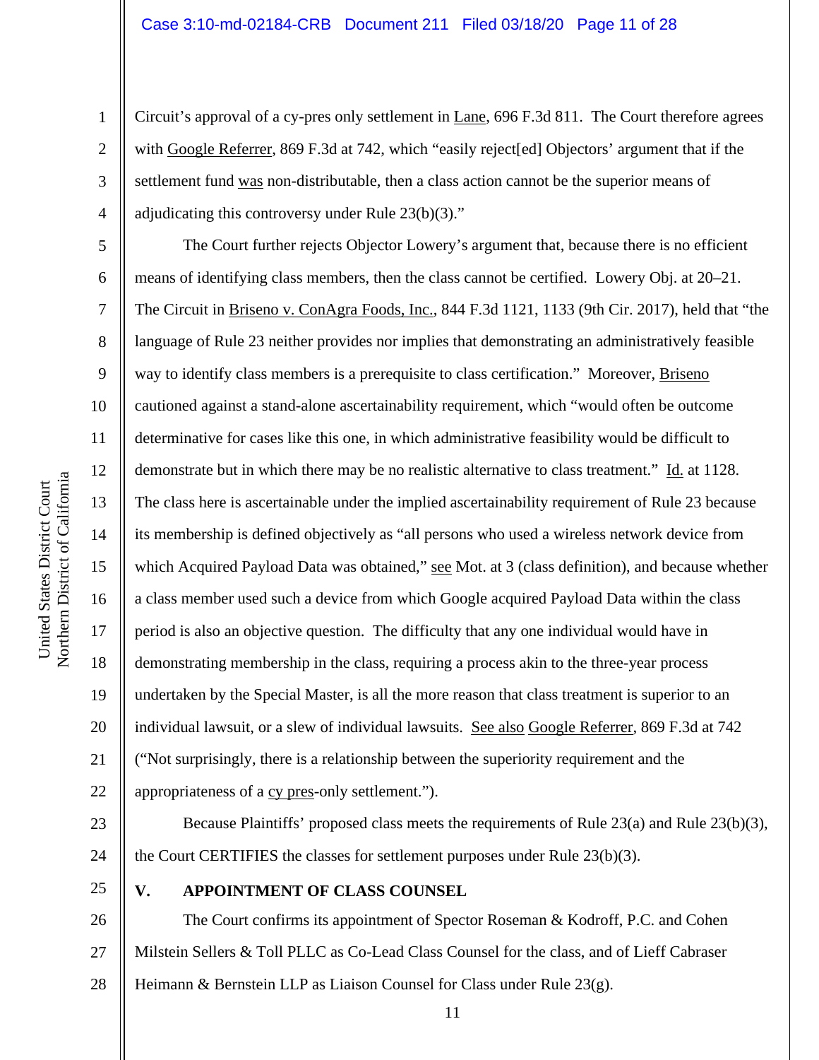Circuit's approval of a cy-pres only settlement in Lane, 696 F.3d 811. The Court therefore agrees with Google Referrer, 869 F.3d at 742, which "easily reject[ed] Objectors' argument that if the settlement fund was non-distributable, then a class action cannot be the superior means of adjudicating this controversy under Rule 23(b)(3)."

The Court further rejects Objector Lowery's argument that, because there is no efficient means of identifying class members, then the class cannot be certified. Lowery Obj. at 20–21. The Circuit in Briseno v. ConAgra Foods, Inc., 844 F.3d 1121, 1133 (9th Cir. 2017), held that "the language of Rule 23 neither provides nor implies that demonstrating an administratively feasible way to identify class members is a prerequisite to class certification." Moreover, Briseno cautioned against a stand-alone ascertainability requirement, which "would often be outcome determinative for cases like this one, in which administrative feasibility would be difficult to demonstrate but in which there may be no realistic alternative to class treatment." Id. at 1128. The class here is ascertainable under the implied ascertainability requirement of Rule 23 because its membership is defined objectively as "all persons who used a wireless network device from which Acquired Payload Data was obtained," see Mot. at 3 (class definition), and because whether a class member used such a device from which Google acquired Payload Data within the class period is also an objective question. The difficulty that any one individual would have in demonstrating membership in the class, requiring a process akin to the three-year process undertaken by the Special Master, is all the more reason that class treatment is superior to an individual lawsuit, or a slew of individual lawsuits. See also Google Referrer, 869 F.3d at 742 ("Not surprisingly, there is a relationship between the superiority requirement and the appropriateness of a cy pres-only settlement.").

Because Plaintiffs' proposed class meets the requirements of Rule 23(a) and Rule 23(b)(3), the Court CERTIFIES the classes for settlement purposes under Rule 23(b)(3).

## V. APPOINTMENT OF CLASS COUNSEL

The Court confirms its appointment of Spector Roseman & Kodroff, P.C. and Cohen Milstein Sellers & Toll PLLC as Co-Lead Class Counsel for the class, and of Lieff Cabraser Heimann & Bernstein LLP as Liaison Counsel for Class under Rule 23(g).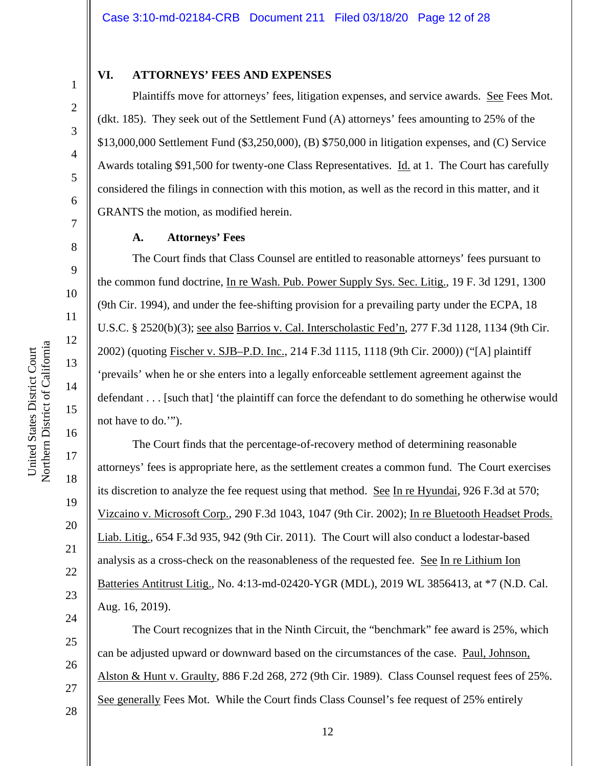## VI. ATTORNEYS' FEES AND EXPENSES

Plaintiffs move for attorneys' fees, litigation expenses, and service awards. See Fees Mot. (dkt. 185). They seek out of the Settlement Fund (A) attorneys' fees amounting to 25% of the $13,000,000 Settlement Fund ($3,250,000), (B) $750,000 in litigation expenses, and (C) Service Awards totaling $91,500 for twenty-one Class Representatives. Id. at 1. The Court has carefully considered the filings in connection with this motion, as well as the record in this matter, and it GRANTS the motion, as modified herein.

### A. Attorneys' Fees

The Court finds that Class Counsel are entitled to reasonable attorneys' fees pursuant to the common fund doctrine, In re Wash. Pub. Power Supply Sys. Sec. Litig., 19 F. 3d 1291, 1300 (9th Cir. 1994), and under the fee-shifting provision for a prevailing party under the ECPA, 18 U.S.C. § 2520(b)(3); see also Barrios v. Cal. Interscholastic Fed'n, 277 F.3d 1128, 1134 (9th Cir. 2002) (quoting Fischer v. SJB–P.D. Inc., 214 F.3d 1115, 1118 (9th Cir. 2000)) ("[A] plaintiff 'prevails' when he or she enters into a legally enforceable settlement agreement against the defendant . . . [such that] 'the plaintiff can force the defendant to do something he otherwise would not have to do.'").

The Court finds that the percentage-of-recovery method of determining reasonable attorneys' fees is appropriate here, as the settlement creates a common fund. The Court exercises its discretion to analyze the fee request using that method. See In re Hyundai, 926 F.3d at 570; Vizcaino v. Microsoft Corp., 290 F.3d 1043, 1047 (9th Cir. 2002); In re Bluetooth Headset Prods. Liab. Litig., 654 F.3d 935, 942 (9th Cir. 2011). The Court will also conduct a lodestar-based analysis as a cross-check on the reasonableness of the requested fee. See In re Lithium Ion Batteries Antitrust Litig., No. 4:13-md-02420-YGR (MDL), 2019 WL 3856413, at *7 (N.D. Cal. Aug. 16, 2019).

The Court recognizes that in the Ninth Circuit, the "benchmark" fee award is 25%, which can be adjusted upward or downward based on the circumstances of the case. Paul, Johnson, Alston & Hunt v. Graulty, 886 F.2d 268, 272 (9th Cir. 1989). Class Counsel request fees of 25%. See generally Fees Mot. While the Court finds Class Counsel's fee request of 25% entirely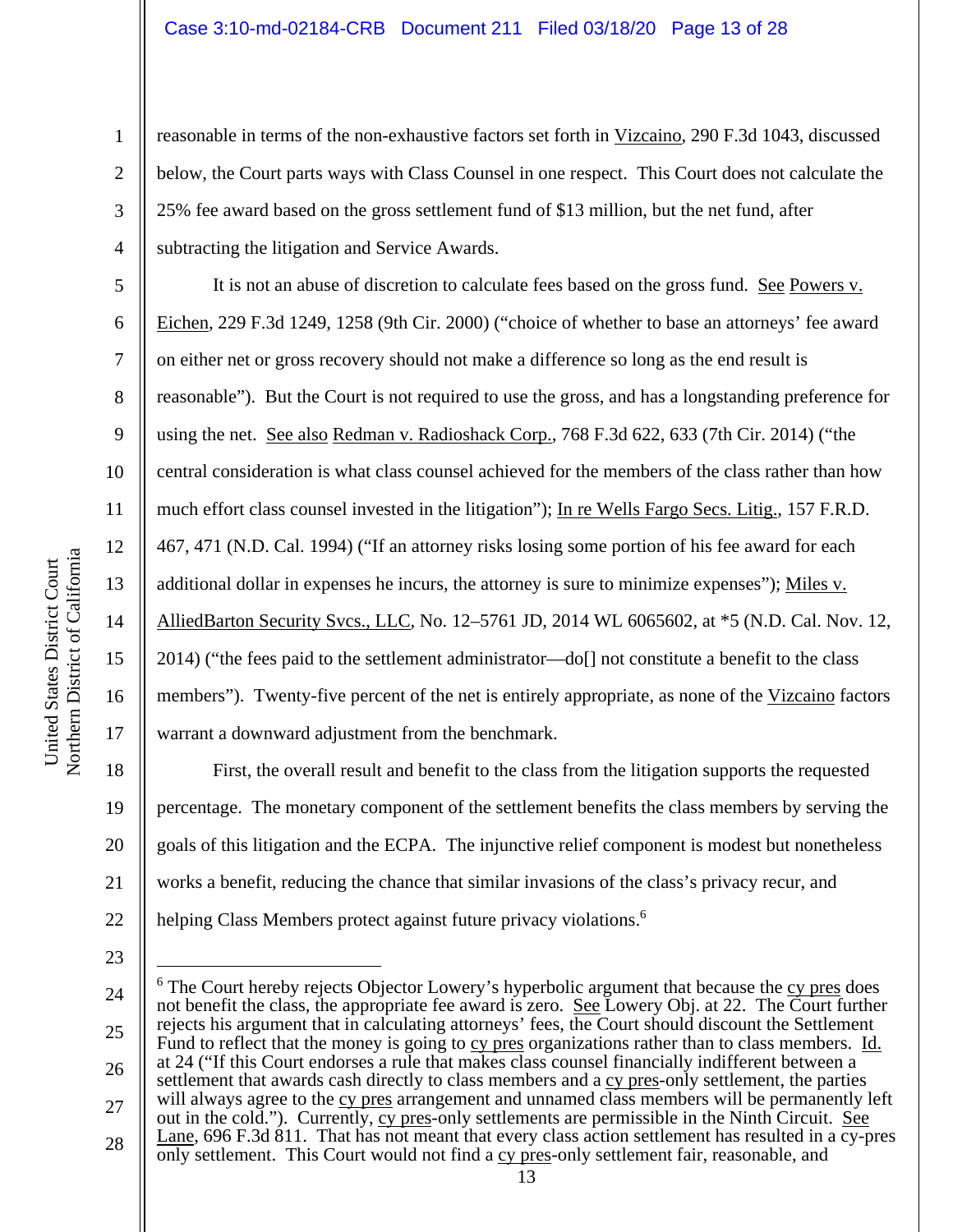reasonable in terms of the non-exhaustive factors set forth in Vizcaino, 290 F.3d 1043, discussed below, the Court parts ways with Class Counsel in one respect. This Court does not calculate the 25% fee award based on the gross settlement fund of $13 million, but the net fund, after subtracting the litigation and Service Awards.

It is not an abuse of discretion to calculate fees based on the gross fund. See Powers v. Eichen, 229 F.3d 1249, 1258 (9th Cir. 2000) ("choice of whether to base an attorneys' fee award on either net or gross recovery should not make a difference so long as the end result is reasonable"). But the Court is not required to use the gross, and has a longstanding preference for using the net. See also Redman v. Radioshack Corp., 768 F.3d 622, 633 (7th Cir. 2014) ("the central consideration is what class counsel achieved for the members of the class rather than how much effort class counsel invested in the litigation"); In re Wells Fargo Secs. Litig., 157 F.R.D. 467, 471 (N.D. Cal. 1994) ("If an attorney risks losing some portion of his fee award for each additional dollar in expenses he incurs, the attorney is sure to minimize expenses"); Miles v. AlliedBarton Security Svcs., LLC, No. 12–5761 JD, 2014 WL 6065602, at *5 (N.D. Cal. Nov. 12, 2014) ("the fees paid to the settlement administrator—do[] not constitute a benefit to the class members"). Twenty-five percent of the net is entirely appropriate, as none of the Vizcaino factors warrant a downward adjustment from the benchmark.

First, the overall result and benefit to the class from the litigation supports the requested percentage. The monetary component of the settlement benefits the class members by serving the goals of this litigation and the ECPA. The injunctive relief component is modest but nonetheless works a benefit, reducing the chance that similar invasions of the class's privacy recur, and helping Class Members protect against future privacy violations.[6]

---

[6] The Court hereby rejects Objector Lowery's hyperbolic argument that because the cy pres does not benefit the class, the appropriate fee award is zero. See Lowery Obj. at 22. The Court further rejects his argument that in calculating attorneys' fees, the Court should discount the Settlement Fund to reflect that the money is going to cy pres organizations rather than to class members. Id. at 24 ("If this Court endorses a rule that makes class counsel financially indifferent between a settlement that awards cash directly to class members and a cy pres-only settlement, the parties will always agree to the cy pres arrangement and unnamed class members will be permanently left out in the cold."). Currently, cy pres-only settlements are permissible in the Ninth Circuit. See Lane, 696 F.3d 811. That has not meant that every class action settlement has resulted in a cy-pres only settlement. This Court would not find a cy pres-only settlement fair, reasonable, and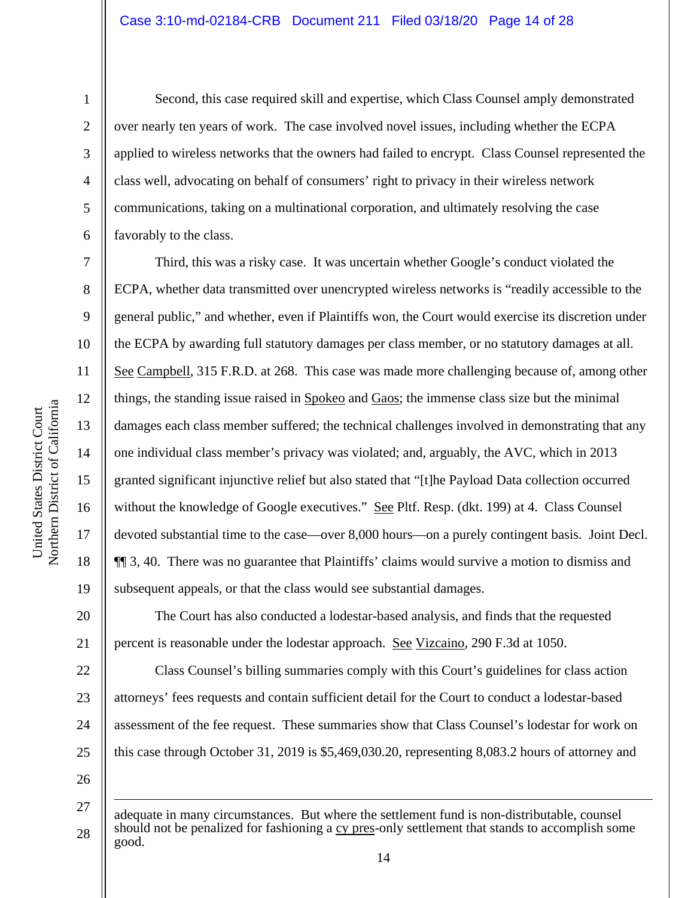Second, this case required skill and expertise, which Class Counsel amply demonstrated over nearly ten years of work. The case involved novel issues, including whether the ECPA applied to wireless networks that the owners had failed to encrypt. Class Counsel represented the class well, advocating on behalf of consumers' right to privacy in their wireless network communications, taking on a multinational corporation, and ultimately resolving the case favorably to the class.

Third, this was a risky case. It was uncertain whether Google's conduct violated the ECPA, whether data transmitted over unencrypted wireless networks is "readily accessible to the general public," and whether, even if Plaintiffs won, the Court would exercise its discretion under the ECPA by awarding full statutory damages per class member, or no statutory damages at all. See Campbell, 315 F.R.D. at 268. This case was made more challenging because of, among other things, the standing issue raised in Spokeo and Gaos; the immense class size but the minimal damages each class member suffered; the technical challenges involved in demonstrating that any one individual class member's privacy was violated; and, arguably, the AVC, which in 2013 granted significant injunctive relief but also stated that "[t]he Payload Data collection occurred without the knowledge of Google executives." See Pltf. Resp. (dkt. 199) at 4. Class Counsel devoted substantial time to the case—over 8,000 hours—on a purely contingent basis. Joint Decl. ¶¶ 3, 40. There was no guarantee that Plaintiffs' claims would survive a motion to dismiss and subsequent appeals, or that the class would see substantial damages.

The Court has also conducted a lodestar-based analysis, and finds that the requested percent is reasonable under the lodestar approach. See Vizcaino, 290 F.3d at 1050.

Class Counsel's billing summaries comply with this Court's guidelines for class action attorneys' fees requests and contain sufficient detail for the Court to conduct a lodestar-based assessment of the fee request. These summaries show that Class Counsel's lodestar for work on this case through October 31, 2019 is $5,469,030.20, representing 8,083.2 hours of attorney and

---

adequate in many circumstances. But where the settlement fund is non-distributable, counsel should not be penalized for fashioning a cy pres-only settlement that stands to accomplish some good.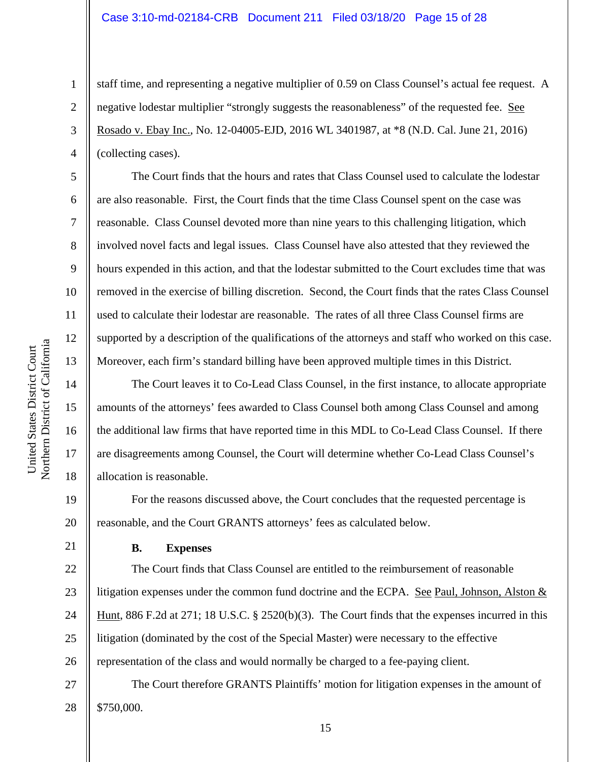staff time, and representing a negative multiplier of 0.59 on Class Counsel's actual fee request. A negative lodestar multiplier "strongly suggests the reasonableness" of the requested fee. See Rosado v. Ebay Inc., No. 12-04005-EJD, 2016 WL 3401987, at *8 (N.D. Cal. June 21, 2016) (collecting cases).

The Court finds that the hours and rates that Class Counsel used to calculate the lodestar are also reasonable. First, the Court finds that the time Class Counsel spent on the case was reasonable. Class Counsel devoted more than nine years to this challenging litigation, which involved novel facts and legal issues. Class Counsel have also attested that they reviewed the hours expended in this action, and that the lodestar submitted to the Court excludes time that was removed in the exercise of billing discretion. Second, the Court finds that the rates Class Counsel used to calculate their lodestar are reasonable. The rates of all three Class Counsel firms are supported by a description of the qualifications of the attorneys and staff who worked on this case. Moreover, each firm's standard billing have been approved multiple times in this District.

The Court leaves it to Co-Lead Class Counsel, in the first instance, to allocate appropriate amounts of the attorneys' fees awarded to Class Counsel both among Class Counsel and among the additional law firms that have reported time in this MDL to Co-Lead Class Counsel. If there are disagreements among Counsel, the Court will determine whether Co-Lead Class Counsel's allocation is reasonable.

For the reasons discussed above, the Court concludes that the requested percentage is reasonable, and the Court GRANTS attorneys' fees as calculated below.

### B. Expenses

The Court finds that Class Counsel are entitled to the reimbursement of reasonable litigation expenses under the common fund doctrine and the ECPA. See Paul, Johnson, Alston & Hunt, 886 F.2d at 271; 18 U.S.C. § 2520(b)(3). The Court finds that the expenses incurred in this litigation (dominated by the cost of the Special Master) were necessary to the effective representation of the class and would normally be charged to a fee-paying client.

The Court therefore GRANTS Plaintiffs' motion for litigation expenses in the amount of $750,000.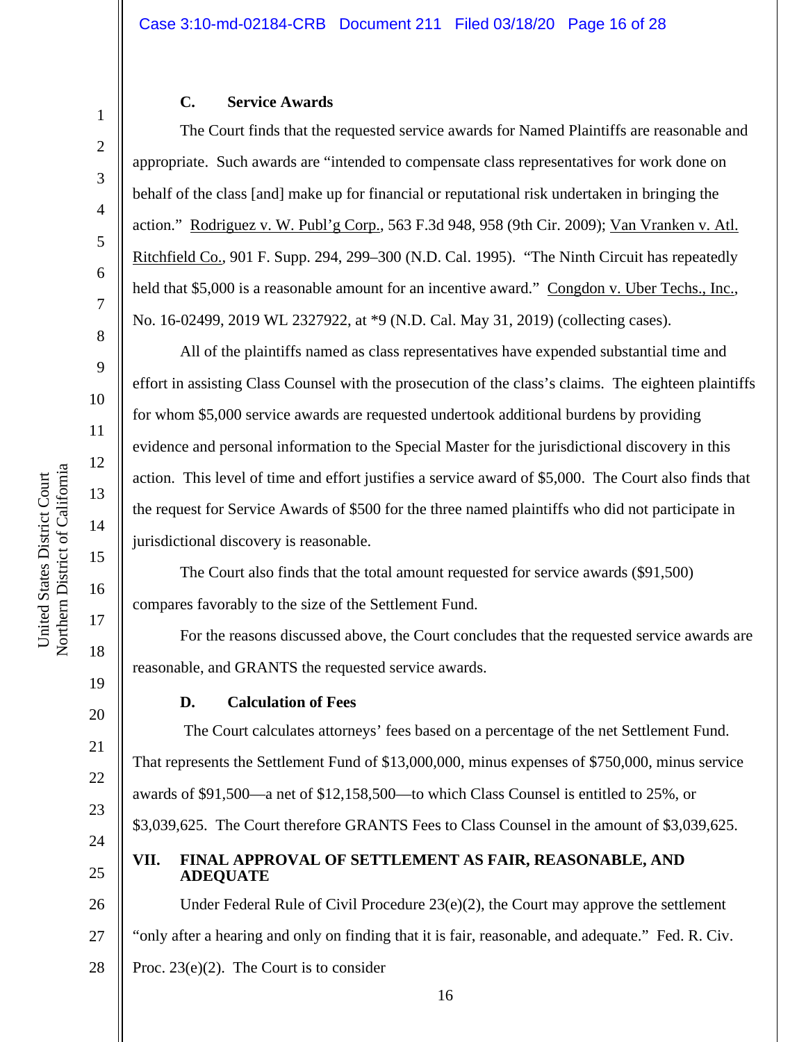### C. Service Awards

The Court finds that the requested service awards for Named Plaintiffs are reasonable and appropriate. Such awards are "intended to compensate class representatives for work done on behalf of the class [and] make up for financial or reputational risk undertaken in bringing the action." Rodriguez v. W. Publ'g Corp., 563 F.3d 948, 958 (9th Cir. 2009); Van Vranken v. Atl. Ritchfield Co., 901 F. Supp. 294, 299–300 (N.D. Cal. 1995). "The Ninth Circuit has repeatedly held that $5,000 is a reasonable amount for an incentive award." Congdon v. Uber Techs., Inc., No. 16-02499, 2019 WL 2327922, at *9 (N.D. Cal. May 31, 2019) (collecting cases).

All of the plaintiffs named as class representatives have expended substantial time and effort in assisting Class Counsel with the prosecution of the class's claims. The eighteen plaintiffs for whom $5,000 service awards are requested undertook additional burdens by providing evidence and personal information to the Special Master for the jurisdictional discovery in this action. This level of time and effort justifies a service award of $5,000. The Court also finds that the request for Service Awards of $500 for the three named plaintiffs who did not participate in jurisdictional discovery is reasonable.

The Court also finds that the total amount requested for service awards ($91,500) compares favorably to the size of the Settlement Fund.

For the reasons discussed above, the Court concludes that the requested service awards are reasonable, and GRANTS the requested service awards.

### D. Calculation of Fees

The Court calculates attorneys' fees based on a percentage of the net Settlement Fund. That represents the Settlement Fund of $13,000,000, minus expenses of $750,000, minus service awards of $91,500—a net of $12,158,500—to which Class Counsel is entitled to 25%, or $3,039,625. The Court therefore GRANTS Fees to Class Counsel in the amount of $3,039,625.

## VII. FINAL APPROVAL OF SETTLEMENT AS FAIR, REASONABLE, AND ADEQUATE

Under Federal Rule of Civil Procedure 23(e)(2), the Court may approve the settlement "only after a hearing and only on finding that it is fair, reasonable, and adequate." Fed. R. Civ. Proc. 23(e)(2). The Court is to consider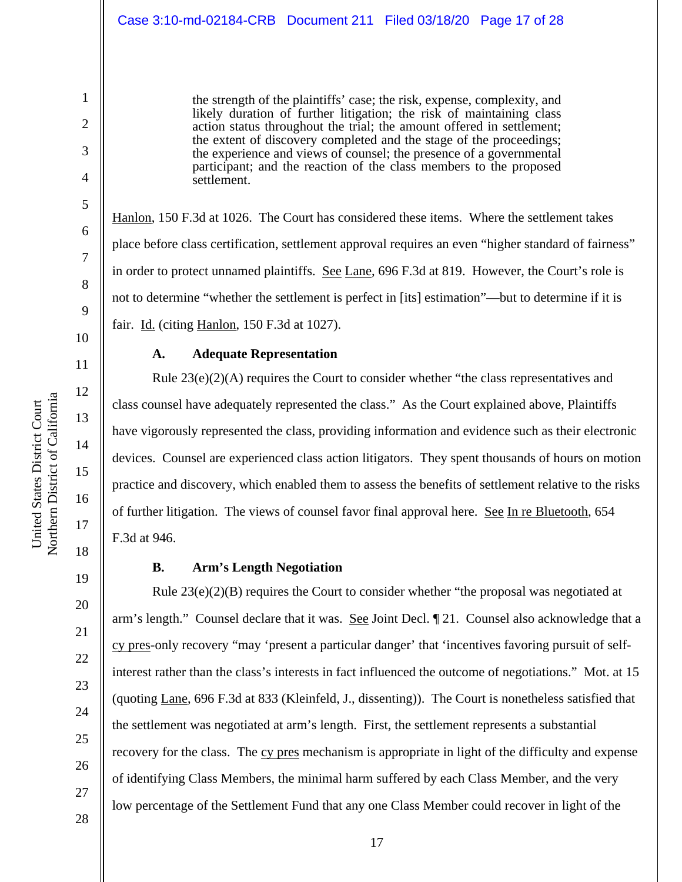> the strength of the plaintiffs' case; the risk, expense, complexity, and likely duration of further litigation; the risk of maintaining class action status throughout the trial; the amount offered in settlement; the extent of discovery completed and the stage of the proceedings; the experience and views of counsel; the presence of a governmental participant; and the reaction of the class members to the proposed settlement.

Hanlon, 150 F.3d at 1026. The Court has considered these items. Where the settlement takes place before class certification, settlement approval requires an even "higher standard of fairness" in order to protect unnamed plaintiffs. See Lane, 696 F.3d at 819. However, the Court's role is not to determine "whether the settlement is perfect in [its] estimation"—but to determine if it is fair. Id. (citing Hanlon, 150 F.3d at 1027).

### A. Adequate Representation

Rule 23(e)(2)(A) requires the Court to consider whether "the class representatives and class counsel have adequately represented the class." As the Court explained above, Plaintiffs have vigorously represented the class, providing information and evidence such as their electronic devices. Counsel are experienced class action litigators. They spent thousands of hours on motion practice and discovery, which enabled them to assess the benefits of settlement relative to the risks of further litigation. The views of counsel favor final approval here. See In re Bluetooth, 654 F.3d at 946.

### B. Arm's Length Negotiation

Rule 23(e)(2)(B) requires the Court to consider whether "the proposal was negotiated at arm's length." Counsel declare that it was. See Joint Decl. ¶ 21. Counsel also acknowledge that a cy pres-only recovery "may 'present a particular danger' that 'incentives favoring pursuit of self-interest rather than the class's interests in fact influenced the outcome of negotiations." Mot. at 15 (quoting Lane, 696 F.3d at 833 (Kleinfeld, J., dissenting)). The Court is nonetheless satisfied that the settlement was negotiated at arm's length. First, the settlement represents a substantial recovery for the class. The cy pres mechanism is appropriate in light of the difficulty and expense of identifying Class Members, the minimal harm suffered by each Class Member, and the very low percentage of the Settlement Fund that any one Class Member could recover in light of the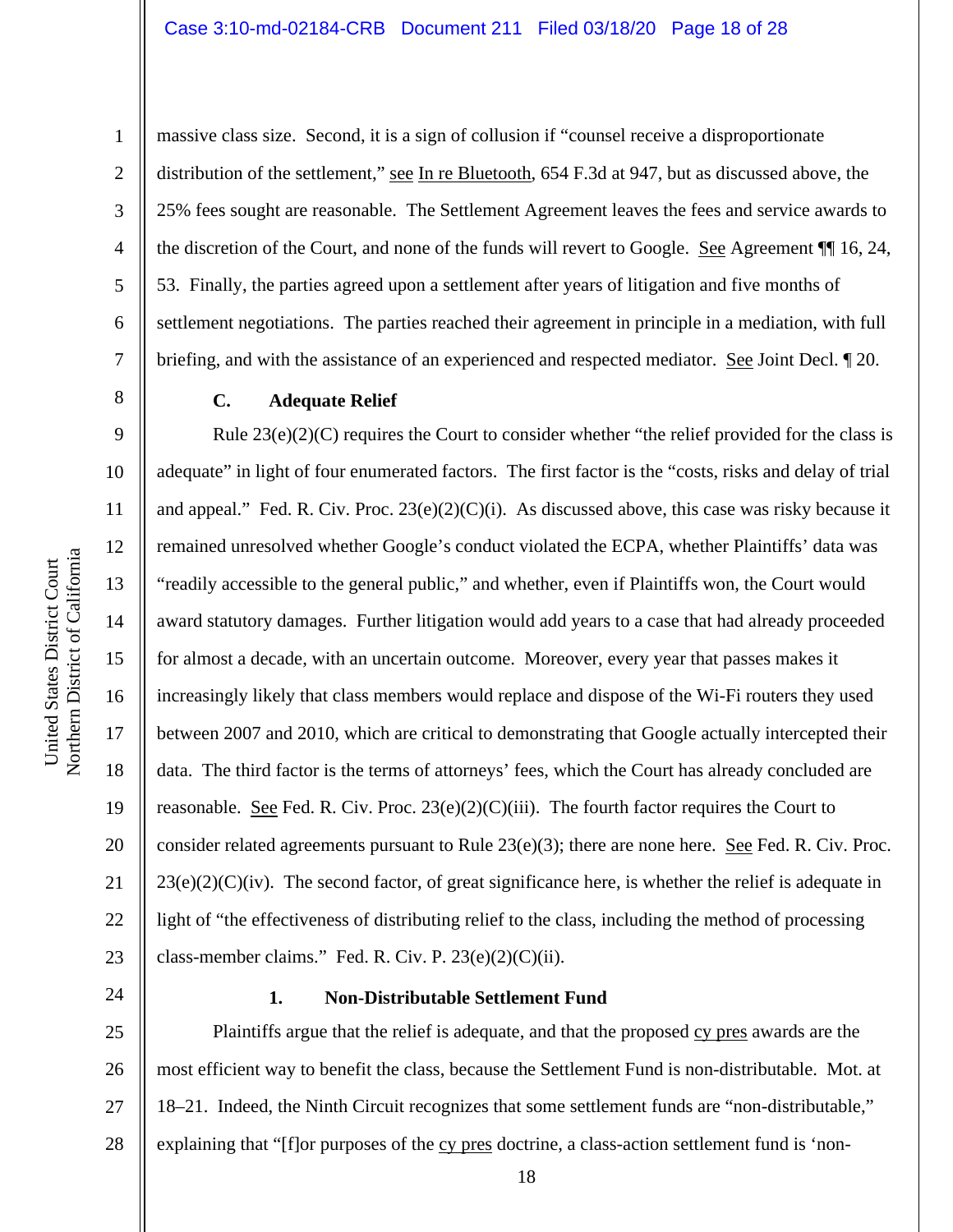massive class size. Second, it is a sign of collusion if "counsel receive a disproportionate distribution of the settlement," see In re Bluetooth, 654 F.3d at 947, but as discussed above, the 25% fees sought are reasonable. The Settlement Agreement leaves the fees and service awards to the discretion of the Court, and none of the funds will revert to Google. See Agreement ¶¶ 16, 24, 53. Finally, the parties agreed upon a settlement after years of litigation and five months of settlement negotiations. The parties reached their agreement in principle in a mediation, with full briefing, and with the assistance of an experienced and respected mediator. See Joint Decl. ¶ 20.

### C. Adequate Relief

Rule 23(e)(2)(C) requires the Court to consider whether "the relief provided for the class is adequate" in light of four enumerated factors. The first factor is the "costs, risks and delay of trial and appeal." Fed. R. Civ. Proc. 23(e)(2)(C)(i). As discussed above, this case was risky because it remained unresolved whether Google's conduct violated the ECPA, whether Plaintiffs' data was "readily accessible to the general public," and whether, even if Plaintiffs won, the Court would award statutory damages. Further litigation would add years to a case that had already proceeded for almost a decade, with an uncertain outcome. Moreover, every year that passes makes it increasingly likely that class members would replace and dispose of the Wi-Fi routers they used between 2007 and 2010, which are critical to demonstrating that Google actually intercepted their data. The third factor is the terms of attorneys' fees, which the Court has already concluded are reasonable. See Fed. R. Civ. Proc. 23(e)(2)(C)(iii). The fourth factor requires the Court to consider related agreements pursuant to Rule 23(e)(3); there are none here. See Fed. R. Civ. Proc. 23(e)(2)(C)(iv). The second factor, of great significance here, is whether the relief is adequate in light of "the effectiveness of distributing relief to the class, including the method of processing class-member claims." Fed. R. Civ. P. 23(e)(2)(C)(ii).

#### 1. Non-Distributable Settlement Fund

Plaintiffs argue that the relief is adequate, and that the proposed cy pres awards are the most efficient way to benefit the class, because the Settlement Fund is non-distributable. Mot. at 18–21. Indeed, the Ninth Circuit recognizes that some settlement funds are "non-distributable," explaining that "[f]or purposes of the cy pres doctrine, a class-action settlement fund is 'non-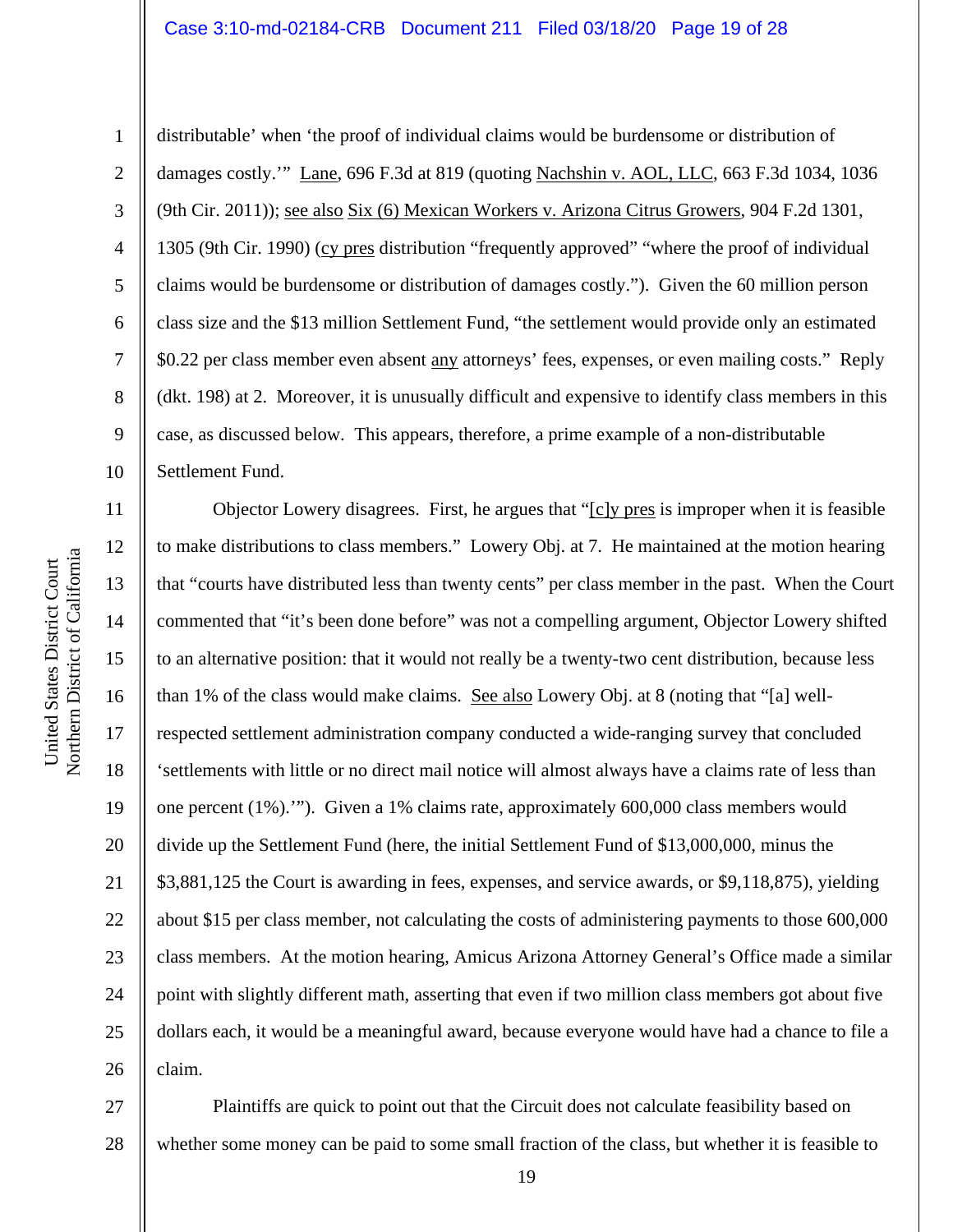distributable' when 'the proof of individual claims would be burdensome or distribution of damages costly.'" Lane, 696 F.3d at 819 (quoting Nachshin v. AOL, LLC, 663 F.3d 1034, 1036 (9th Cir. 2011)); see also Six (6) Mexican Workers v. Arizona Citrus Growers, 904 F.2d 1301, 1305 (9th Cir. 1990) (cy pres distribution "frequently approved" "where the proof of individual claims would be burdensome or distribution of damages costly."). Given the 60 million person class size and the $13 million Settlement Fund, "the settlement would provide only an estimated $0.22 per class member even absent any attorneys' fees, expenses, or even mailing costs." Reply (dkt. 198) at 2. Moreover, it is unusually difficult and expensive to identify class members in this case, as discussed below. This appears, therefore, a prime example of a non-distributable Settlement Fund.

Objector Lowery disagrees. First, he argues that "[c]y pres is improper when it is feasible to make distributions to class members." Lowery Obj. at 7. He maintained at the motion hearing that "courts have distributed less than twenty cents" per class member in the past. When the Court commented that "it's been done before" was not a compelling argument, Objector Lowery shifted to an alternative position: that it would not really be a twenty-two cent distribution, because less than 1% of the class would make claims. See also Lowery Obj. at 8 (noting that "[a] well-respected settlement administration company conducted a wide-ranging survey that concluded 'settlements with little or no direct mail notice will almost always have a claims rate of less than one percent (1%).'"). Given a 1% claims rate, approximately 600,000 class members would divide up the Settlement Fund (here, the initial Settlement Fund of $13,000,000, minus the $3,881,125 the Court is awarding in fees, expenses, and service awards, or $9,118,875), yielding about $15 per class member, not calculating the costs of administering payments to those 600,000 class members. At the motion hearing, Amicus Arizona Attorney General's Office made a similar point with slightly different math, asserting that even if two million class members got about five dollars each, it would be a meaningful award, because everyone would have had a chance to file a claim.

Plaintiffs are quick to point out that the Circuit does not calculate feasibility based on whether some money can be paid to some small fraction of the class, but whether it is feasible to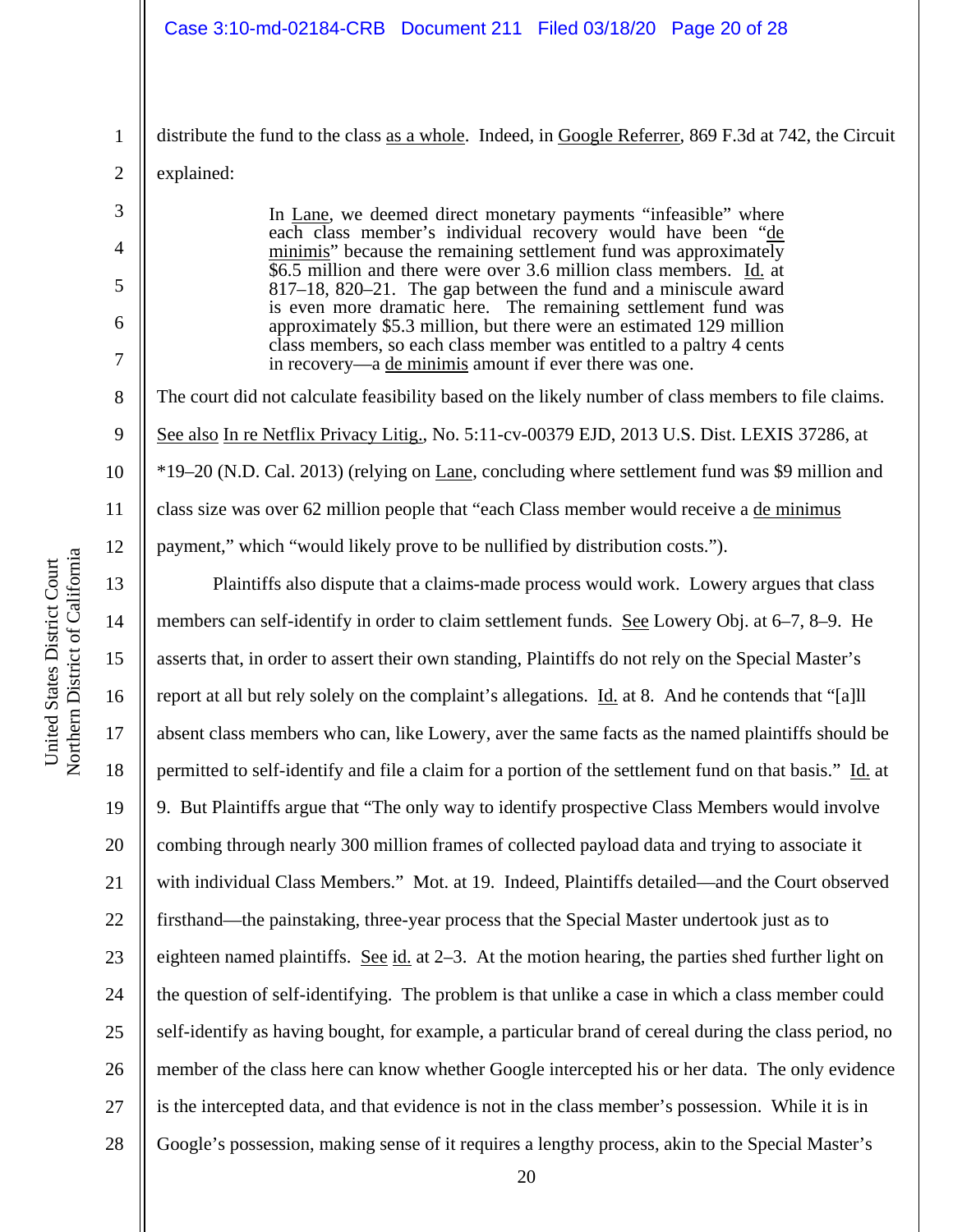distribute the fund to the class as a whole. Indeed, in Google Referrer, 869 F.3d at 742, the Circuit explained:

> In Lane, we deemed direct monetary payments "infeasible" where each class member's individual recovery would have been "de minimis" because the remaining settlement fund was approximately $6.5 million and there were over 3.6 million class members. Id. at 817–18, 820–21. The gap between the fund and a miniscule award is even more dramatic here. The remaining settlement fund was approximately $5.3 million, but there were an estimated 129 million class members, so each class member was entitled to a paltry 4 cents in recovery—a de minimis amount if ever there was one.

The court did not calculate feasibility based on the likely number of class members to file claims. See also In re Netflix Privacy Litig., No. 5:11-cv-00379 EJD, 2013 U.S. Dist. LEXIS 37286, at *19–20 (N.D. Cal. 2013) (relying on Lane, concluding where settlement fund was $9 million and class size was over 62 million people that "each Class member would receive a de minimus payment," which "would likely prove to be nullified by distribution costs.").

Plaintiffs also dispute that a claims-made process would work. Lowery argues that class members can self-identify in order to claim settlement funds. See Lowery Obj. at 6–7, 8–9. He asserts that, in order to assert their own standing, Plaintiffs do not rely on the Special Master's report at all but rely solely on the complaint's allegations. Id. at 8. And he contends that "[a]ll absent class members who can, like Lowery, aver the same facts as the named plaintiffs should be permitted to self-identify and file a claim for a portion of the settlement fund on that basis." Id. at 9. But Plaintiffs argue that "The only way to identify prospective Class Members would involve combing through nearly 300 million frames of collected payload data and trying to associate it with individual Class Members." Mot. at 19. Indeed, Plaintiffs detailed—and the Court observed firsthand—the painstaking, three-year process that the Special Master undertook just as to eighteen named plaintiffs. See id. at 2–3. At the motion hearing, the parties shed further light on the question of self-identifying. The problem is that unlike a case in which a class member could self-identify as having bought, for example, a particular brand of cereal during the class period, no member of the class here can know whether Google intercepted his or her data. The only evidence is the intercepted data, and that evidence is not in the class member's possession. While it is in Google's possession, making sense of it requires a lengthy process, akin to the Special Master's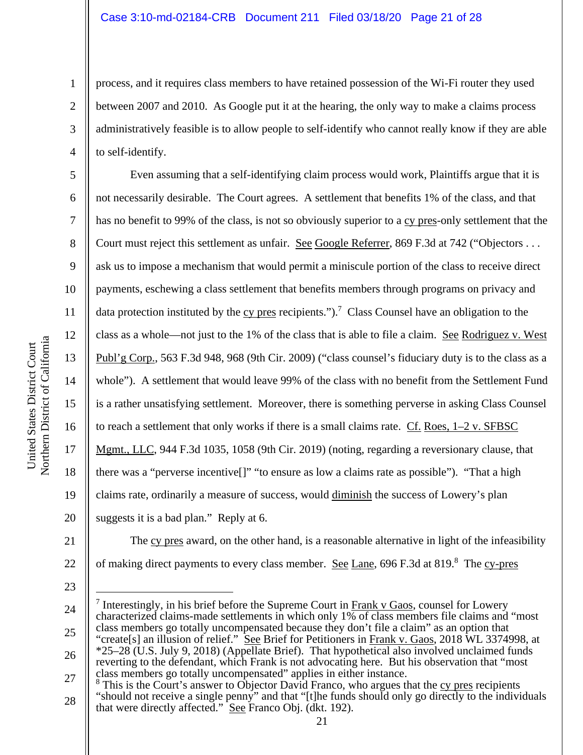process, and it requires class members to have retained possession of the Wi-Fi router they used between 2007 and 2010. As Google put it at the hearing, the only way to make a claims process administratively feasible is to allow people to self-identify who cannot really know if they are able to self-identify.

Even assuming that a self-identifying claim process would work, Plaintiffs argue that it is not necessarily desirable. The Court agrees. A settlement that benefits 1% of the class, and that has no benefit to 99% of the class, is not so obviously superior to a cy pres-only settlement that the Court must reject this settlement as unfair. See Google Referrer, 869 F.3d at 742 ("Objectors . . . ask us to impose a mechanism that would permit a miniscule portion of the class to receive direct payments, eschewing a class settlement that benefits members through programs on privacy and data protection instituted by the cy pres recipients.").[7] Class Counsel have an obligation to the class as a whole—not just to the 1% of the class that is able to file a claim. See Rodriguez v. West Publ'g Corp., 563 F.3d 948, 968 (9th Cir. 2009) ("class counsel's fiduciary duty is to the class as a whole"). A settlement that would leave 99% of the class with no benefit from the Settlement Fund is a rather unsatisfying settlement. Moreover, there is something perverse in asking Class Counsel to reach a settlement that only works if there is a small claims rate. Cf. Roes, 1–2 v. SFBSC Mgmt., LLC, 944 F.3d 1035, 1058 (9th Cir. 2019) (noting, regarding a reversionary clause, that there was a "perverse incentive[]" "to ensure as low a claims rate as possible"). "That a high claims rate, ordinarily a measure of success, would diminish the success of Lowery's plan suggests it is a bad plan." Reply at 6.

The cy pres award, on the other hand, is a reasonable alternative in light of the infeasibility of making direct payments to every class member. See Lane, 696 F.3d at 819.[8] The cy-pres

---

[7] Interestingly, in his brief before the Supreme Court in Frank v Gaos, counsel for Lowery characterized claims-made settlements in which only 1% of class members file claims and "most class members go totally uncompensated because they don't file a claim" as an option that "create[s] an illusion of relief." See Brief for Petitioners in Frank v. Gaos, 2018 WL 3374998, at *25–28 (U.S. July 9, 2018) (Appellate Brief). That hypothetical also involved unclaimed funds reverting to the defendant, which Frank is not advocating here. But his observation that "most class members go totally uncompensated" applies in either instance.

[8] This is the Court's answer to Objector David Franco, who argues that the cy pres recipients "should not receive a single penny" and that "[t]he funds should only go directly to the individuals that were directly affected." See Franco Obj. (dkt. 192).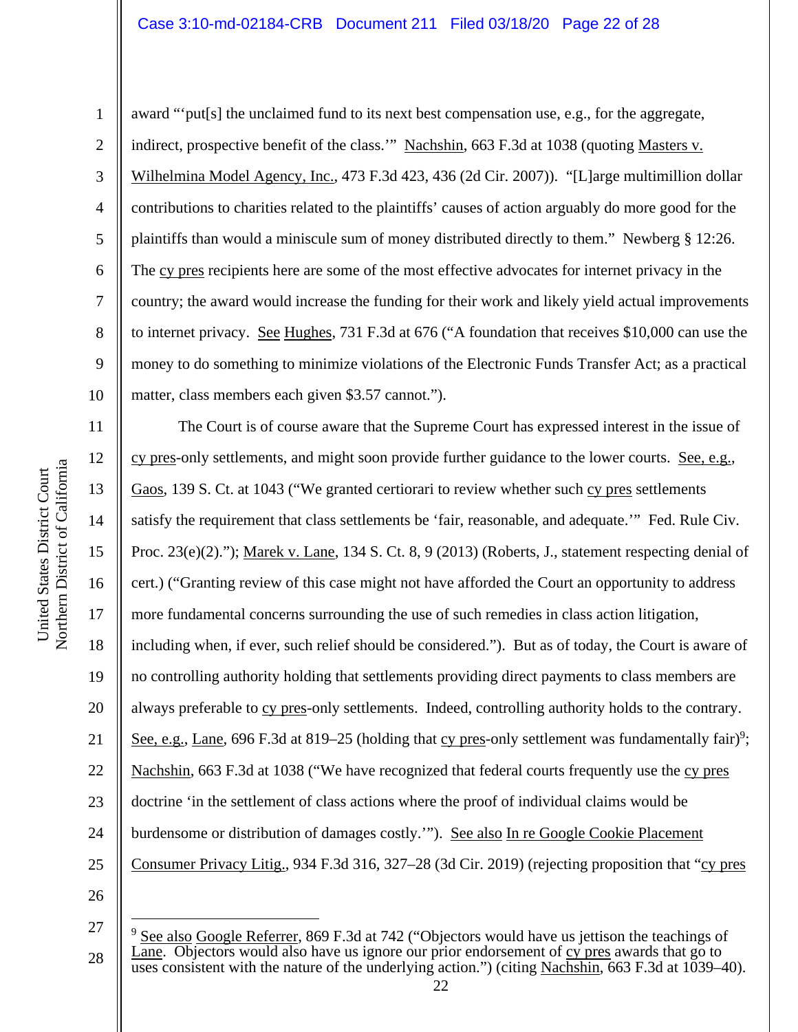award "'put[s] the unclaimed fund to its next best compensation use, e.g., for the aggregate, indirect, prospective benefit of the class.'" Nachshin, 663 F.3d at 1038 (quoting Masters v. Wilhelmina Model Agency, Inc., 473 F.3d 423, 436 (2d Cir. 2007)). "[L]arge multimillion dollar contributions to charities related to the plaintiffs' causes of action arguably do more good for the plaintiffs than would a miniscule sum of money distributed directly to them." Newberg § 12:26. The cy pres recipients here are some of the most effective advocates for internet privacy in the country; the award would increase the funding for their work and likely yield actual improvements to internet privacy. See Hughes, 731 F.3d at 676 ("A foundation that receives $10,000 can use the money to do something to minimize violations of the Electronic Funds Transfer Act; as a practical matter, class members each given $3.57 cannot.").

The Court is of course aware that the Supreme Court has expressed interest in the issue of cy pres-only settlements, and might soon provide further guidance to the lower courts. See, e.g., Gaos, 139 S. Ct. at 1043 ("We granted certiorari to review whether such cy pres settlements satisfy the requirement that class settlements be 'fair, reasonable, and adequate.'" Fed. Rule Civ. Proc. 23(e)(2)."); Marek v. Lane, 134 S. Ct. 8, 9 (2013) (Roberts, J., statement respecting denial of cert.) ("Granting review of this case might not have afforded the Court an opportunity to address more fundamental concerns surrounding the use of such remedies in class action litigation, including when, if ever, such relief should be considered."). But as of today, the Court is aware of no controlling authority holding that settlements providing direct payments to class members are always preferable to cy pres-only settlements. Indeed, controlling authority holds to the contrary. See, e.g., Lane, 696 F.3d at 819–25 (holding that cy pres-only settlement was fundamentally fair)[9]; Nachshin, 663 F.3d at 1038 ("We have recognized that federal courts frequently use the cy pres doctrine 'in the settlement of class actions where the proof of individual claims would be burdensome or distribution of damages costly.'"). See also In re Google Cookie Placement Consumer Privacy Litig., 934 F.3d 316, 327–28 (3d Cir. 2019) (rejecting proposition that "cy pres

---

[9] See also Google Referrer, 869 F.3d at 742 ("Objectors would have us jettison the teachings of Lane. Objectors would also have us ignore our prior endorsement of cy pres awards that go to uses consistent with the nature of the underlying action.") (citing Nachshin, 663 F.3d at 1039–40).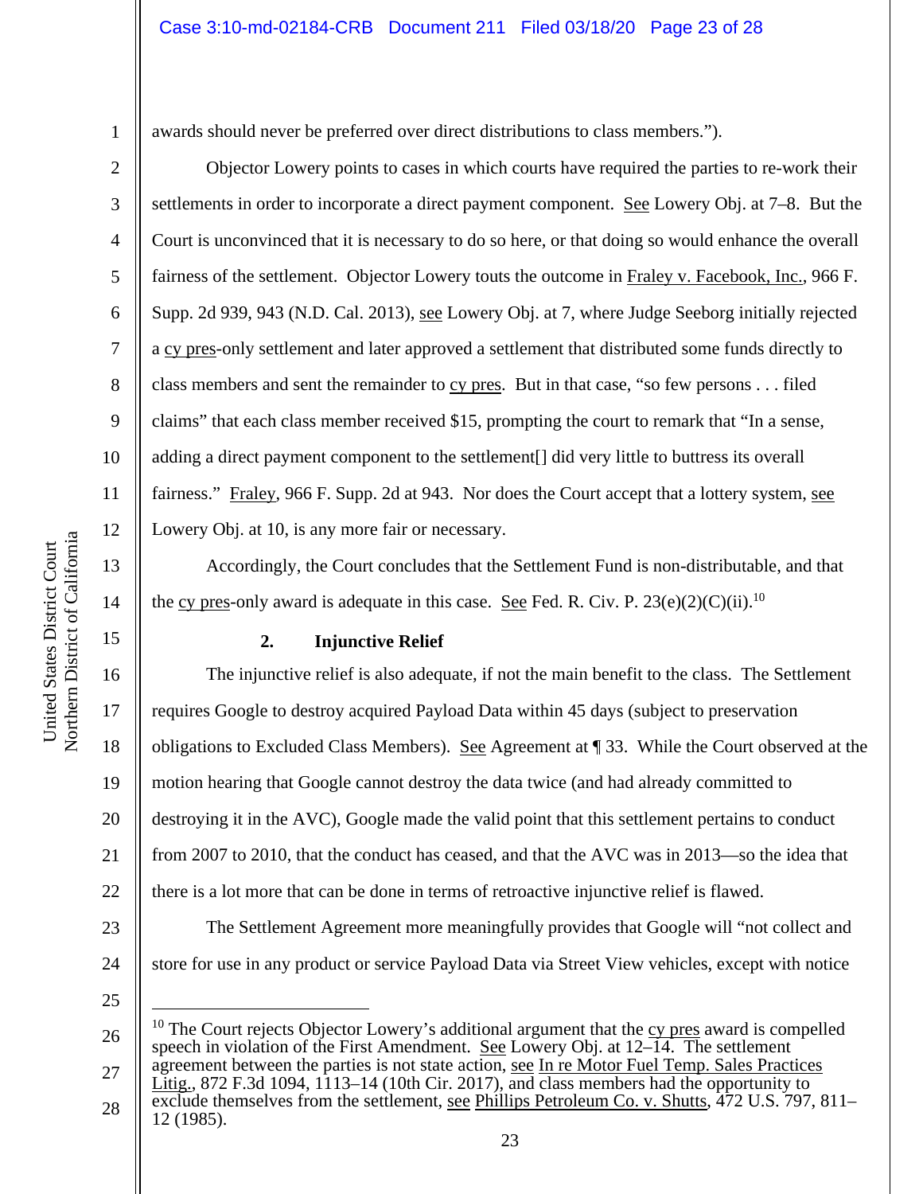awards should never be preferred over direct distributions to class members.").

Objector Lowery points to cases in which courts have required the parties to re-work their settlements in order to incorporate a direct payment component. See Lowery Obj. at 7–8. But the Court is unconvinced that it is necessary to do so here, or that doing so would enhance the overall fairness of the settlement. Objector Lowery touts the outcome in Fraley v. Facebook, Inc., 966 F. Supp. 2d 939, 943 (N.D. Cal. 2013), see Lowery Obj. at 7, where Judge Seeborg initially rejected a cy pres-only settlement and later approved a settlement that distributed some funds directly to class members and sent the remainder to cy pres. But in that case, "so few persons . . . filed claims" that each class member received $15, prompting the court to remark that "In a sense, adding a direct payment component to the settlement[] did very little to buttress its overall fairness." Fraley, 966 F. Supp. 2d at 943. Nor does the Court accept that a lottery system, see Lowery Obj. at 10, is any more fair or necessary.

Accordingly, the Court concludes that the Settlement Fund is non-distributable, and that the cy pres-only award is adequate in this case. See Fed. R. Civ. P. 23(e)(2)(C)(ii).[10]

### 2. Injunctive Relief

The injunctive relief is also adequate, if not the main benefit to the class. The Settlement requires Google to destroy acquired Payload Data within 45 days (subject to preservation obligations to Excluded Class Members). See Agreement at ¶ 33. While the Court observed at the motion hearing that Google cannot destroy the data twice (and had already committed to destroying it in the AVC), Google made the valid point that this settlement pertains to conduct from 2007 to 2010, that the conduct has ceased, and that the AVC was in 2013—so the idea that there is a lot more that can be done in terms of retroactive injunctive relief is flawed.

The Settlement Agreement more meaningfully provides that Google will "not collect and store for use in any product or service Payload Data via Street View vehicles, except with notice

---

[10] The Court rejects Objector Lowery's additional argument that the cy pres award is compelled speech in violation of the First Amendment. See Lowery Obj. at 12–14. The settlement agreement between the parties is not state action, see In re Motor Fuel Temp. Sales Practices Litig., 872 F.3d 1094, 1113–14 (10th Cir. 2017), and class members had the opportunity to exclude themselves from the settlement, see Phillips Petroleum Co. v. Shutts, 472 U.S. 797, 811–12 (1985).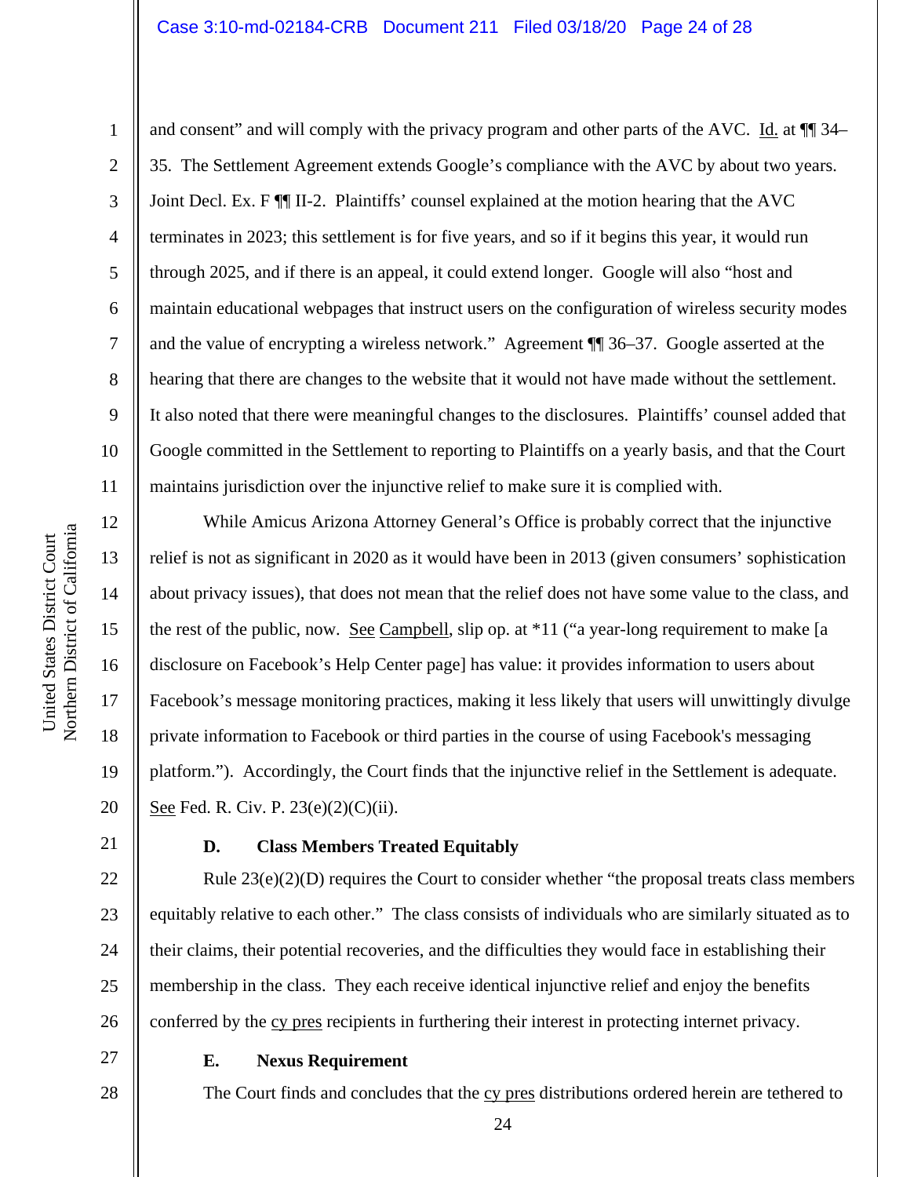and consent" and will comply with the privacy program and other parts of the AVC. Id. at ¶¶ 34–35. The Settlement Agreement extends Google's compliance with the AVC by about two years. Joint Decl. Ex. F ¶¶ II-2. Plaintiffs' counsel explained at the motion hearing that the AVC terminates in 2023; this settlement is for five years, and so if it begins this year, it would run through 2025, and if there is an appeal, it could extend longer. Google will also "host and maintain educational webpages that instruct users on the configuration of wireless security modes and the value of encrypting a wireless network." Agreement ¶¶ 36–37. Google asserted at the hearing that there are changes to the website that it would not have made without the settlement. It also noted that there were meaningful changes to the disclosures. Plaintiffs' counsel added that Google committed in the Settlement to reporting to Plaintiffs on a yearly basis, and that the Court maintains jurisdiction over the injunctive relief to make sure it is complied with.

While Amicus Arizona Attorney General's Office is probably correct that the injunctive relief is not as significant in 2020 as it would have been in 2013 (given consumers' sophistication about privacy issues), that does not mean that the relief does not have some value to the class, and the rest of the public, now. See Campbell, slip op. at *11 ("a year-long requirement to make [a disclosure on Facebook's Help Center page] has value: it provides information to users about Facebook's message monitoring practices, making it less likely that users will unwittingly divulge private information to Facebook or third parties in the course of using Facebook's messaging platform."). Accordingly, the Court finds that the injunctive relief in the Settlement is adequate. See Fed. R. Civ. P. 23(e)(2)(C)(ii).

**D. Class Members Treated Equitably**

Rule 23(e)(2)(D) requires the Court to consider whether "the proposal treats class members equitably relative to each other." The class consists of individuals who are similarly situated as to their claims, their potential recoveries, and the difficulties they would face in establishing their membership in the class. They each receive identical injunctive relief and enjoy the benefits conferred by the cy pres recipients in furthering their interest in protecting internet privacy.

**E. Nexus Requirement**

The Court finds and concludes that the cy pres distributions ordered herein are tethered to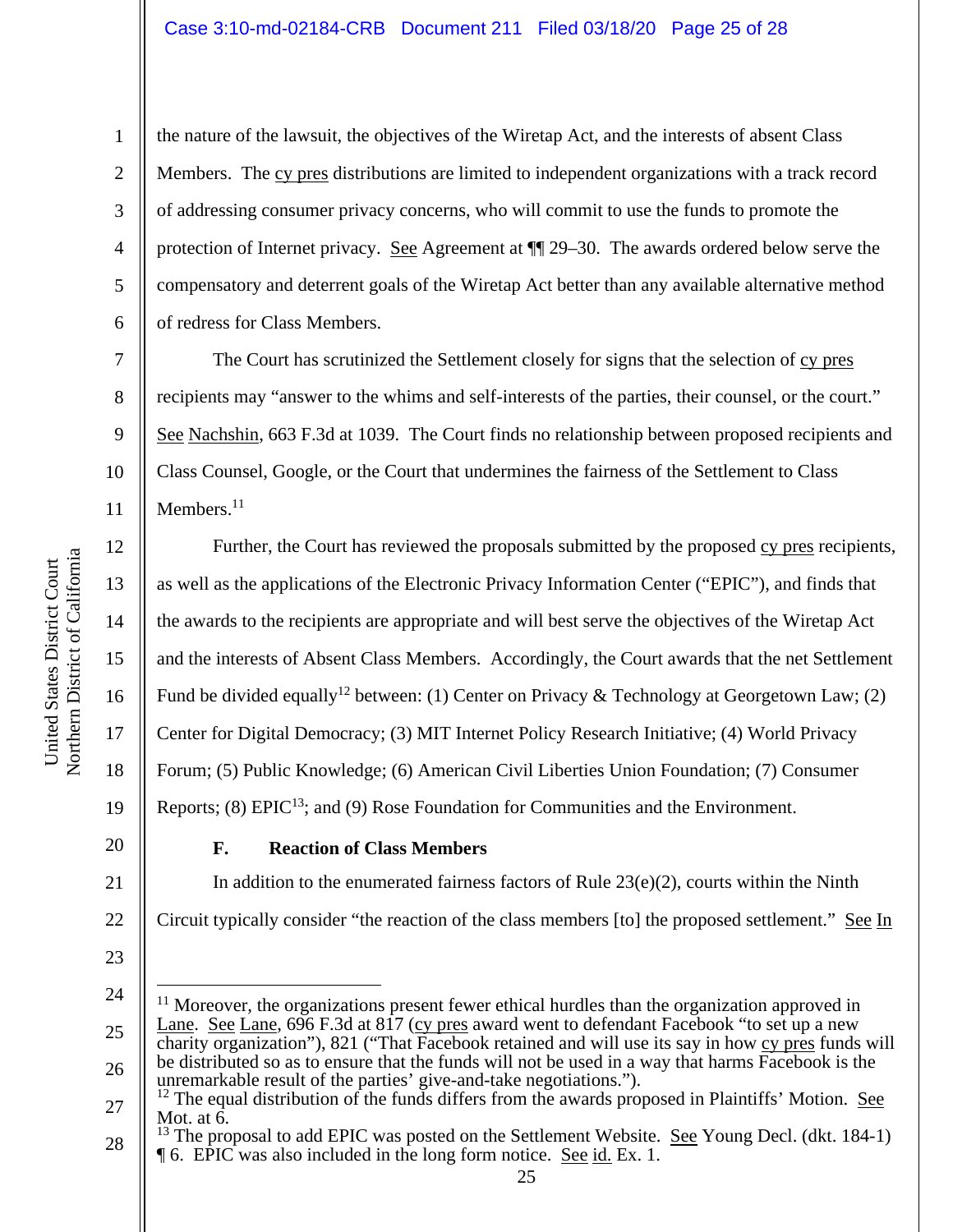the nature of the lawsuit, the objectives of the Wiretap Act, and the interests of absent Class Members. The cy pres distributions are limited to independent organizations with a track record of addressing consumer privacy concerns, who will commit to use the funds to promote the protection of Internet privacy. See Agreement at ¶¶ 29–30. The awards ordered below serve the compensatory and deterrent goals of the Wiretap Act better than any available alternative method of redress for Class Members.

The Court has scrutinized the Settlement closely for signs that the selection of cy pres recipients may "answer to the whims and self-interests of the parties, their counsel, or the court." See Nachshin, 663 F.3d at 1039. The Court finds no relationship between proposed recipients and Class Counsel, Google, or the Court that undermines the fairness of the Settlement to Class Members.[11]

Further, the Court has reviewed the proposals submitted by the proposed cy pres recipients, as well as the applications of the Electronic Privacy Information Center ("EPIC"), and finds that the awards to the recipients are appropriate and will best serve the objectives of the Wiretap Act and the interests of Absent Class Members. Accordingly, the Court awards that the net Settlement Fund be divided equally[12] between: (1) Center on Privacy & Technology at Georgetown Law; (2) Center for Digital Democracy; (3) MIT Internet Policy Research Initiative; (4) World Privacy Forum; (5) Public Knowledge; (6) American Civil Liberties Union Foundation; (7) Consumer Reports; (8) EPIC[13]; and (9) Rose Foundation for Communities and the Environment.

### F. Reaction of Class Members

In addition to the enumerated fairness factors of Rule 23(e)(2), courts within the Ninth Circuit typically consider "the reaction of the class members [to] the proposed settlement." See In

---

[11] Moreover, the organizations present fewer ethical hurdles than the organization approved in Lane. See Lane, 696 F.3d at 817 (cy pres award went to defendant Facebook "to set up a new charity organization"), 821 ("That Facebook retained and will use its say in how cy pres funds will be distributed so as to ensure that the funds will not be used in a way that harms Facebook is the unremarkable result of the parties' give-and-take negotiations.").

[12] The equal distribution of the funds differs from the awards proposed in Plaintiffs' Motion. See Mot. at 6.

[13] The proposal to add EPIC was posted on the Settlement Website. See Young Decl. (dkt. 184-1) ¶ 6. EPIC was also included in the long form notice. See id. Ex. 1.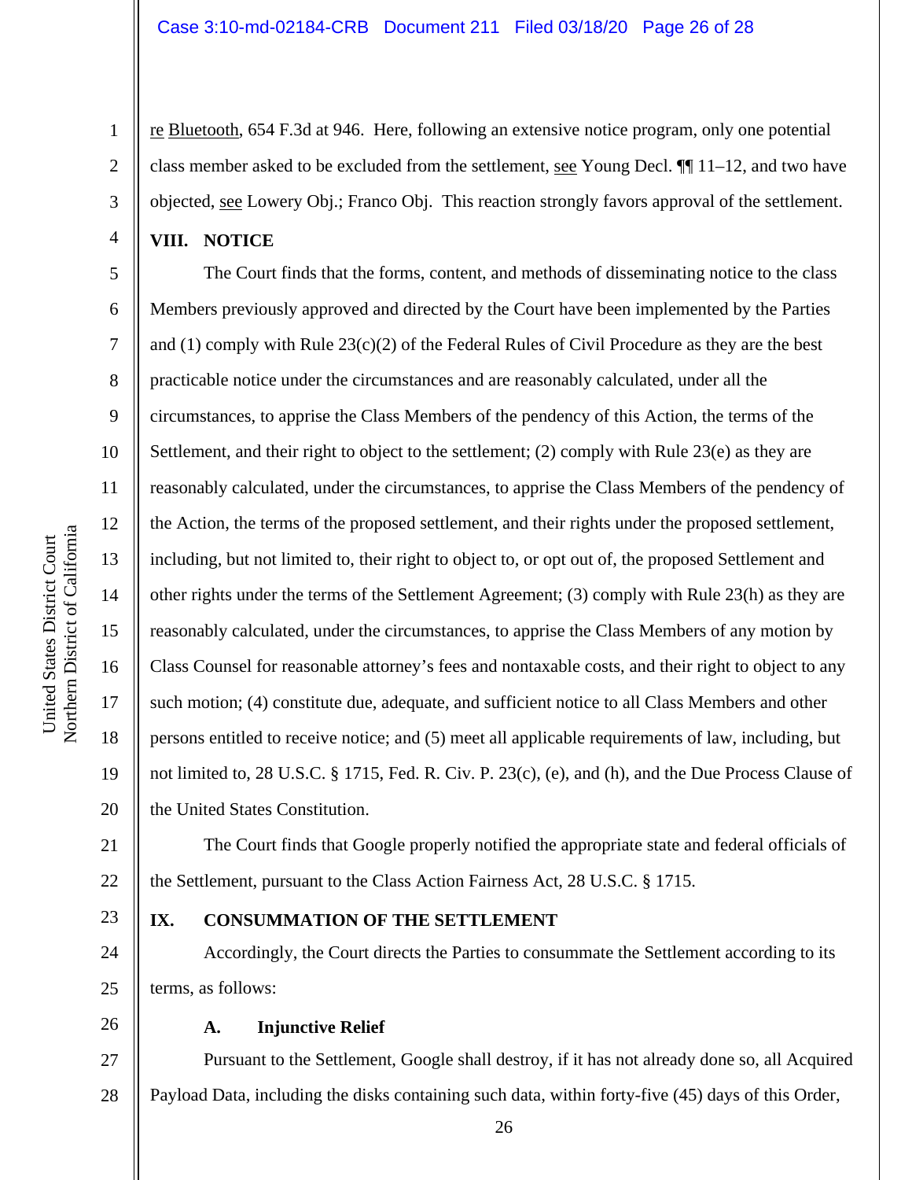re Bluetooth, 654 F.3d at 946. Here, following an extensive notice program, only one potential class member asked to be excluded from the settlement, see Young Decl. ¶¶ 11–12, and two have objected, see Lowery Obj.; Franco Obj. This reaction strongly favors approval of the settlement.

## VIII. NOTICE

The Court finds that the forms, content, and methods of disseminating notice to the class Members previously approved and directed by the Court have been implemented by the Parties and (1) comply with Rule 23(c)(2) of the Federal Rules of Civil Procedure as they are the best practicable notice under the circumstances and are reasonably calculated, under all the circumstances, to apprise the Class Members of the pendency of this Action, the terms of the Settlement, and their right to object to the settlement; (2) comply with Rule 23(e) as they are reasonably calculated, under the circumstances, to apprise the Class Members of the pendency of the Action, the terms of the proposed settlement, and their rights under the proposed settlement, including, but not limited to, their right to object to, or opt out of, the proposed Settlement and other rights under the terms of the Settlement Agreement; (3) comply with Rule 23(h) as they are reasonably calculated, under the circumstances, to apprise the Class Members of any motion by Class Counsel for reasonable attorney's fees and nontaxable costs, and their right to object to any such motion; (4) constitute due, adequate, and sufficient notice to all Class Members and other persons entitled to receive notice; and (5) meet all applicable requirements of law, including, but not limited to, 28 U.S.C. § 1715, Fed. R. Civ. P. 23(c), (e), and (h), and the Due Process Clause of the United States Constitution.

The Court finds that Google properly notified the appropriate state and federal officials of the Settlement, pursuant to the Class Action Fairness Act, 28 U.S.C. § 1715.

## IX. CONSUMMATION OF THE SETTLEMENT

Accordingly, the Court directs the Parties to consummate the Settlement according to its terms, as follows:

### A. Injunctive Relief

Pursuant to the Settlement, Google shall destroy, if it has not already done so, all Acquired Payload Data, including the disks containing such data, within forty-five (45) days of this Order,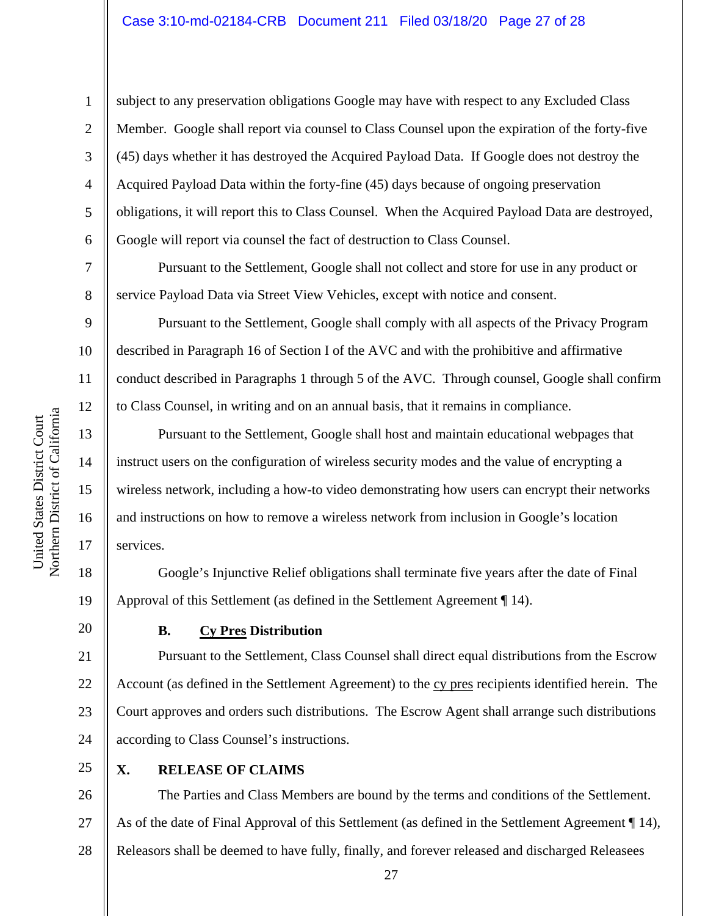subject to any preservation obligations Google may have with respect to any Excluded Class Member. Google shall report via counsel to Class Counsel upon the expiration of the forty-five (45) days whether it has destroyed the Acquired Payload Data. If Google does not destroy the Acquired Payload Data within the forty-fine (45) days because of ongoing preservation obligations, it will report this to Class Counsel. When the Acquired Payload Data are destroyed, Google will report via counsel the fact of destruction to Class Counsel.

Pursuant to the Settlement, Google shall not collect and store for use in any product or service Payload Data via Street View Vehicles, except with notice and consent.

Pursuant to the Settlement, Google shall comply with all aspects of the Privacy Program described in Paragraph 16 of Section I of the AVC and with the prohibitive and affirmative conduct described in Paragraphs 1 through 5 of the AVC. Through counsel, Google shall confirm to Class Counsel, in writing and on an annual basis, that it remains in compliance.

Pursuant to the Settlement, Google shall host and maintain educational webpages that instruct users on the configuration of wireless security modes and the value of encrypting a wireless network, including a how-to video demonstrating how users can encrypt their networks and instructions on how to remove a wireless network from inclusion in Google's location services.

Google's Injunctive Relief obligations shall terminate five years after the date of Final Approval of this Settlement (as defined in the Settlement Agreement ¶ 14).

### B. Cy Pres Distribution

Pursuant to the Settlement, Class Counsel shall direct equal distributions from the Escrow Account (as defined in the Settlement Agreement) to the cy pres recipients identified herein. The Court approves and orders such distributions. The Escrow Agent shall arrange such distributions according to Class Counsel's instructions.

## X. RELEASE OF CLAIMS

The Parties and Class Members are bound by the terms and conditions of the Settlement. As of the date of Final Approval of this Settlement (as defined in the Settlement Agreement ¶ 14), Releasors shall be deemed to have fully, finally, and forever released and discharged Releasees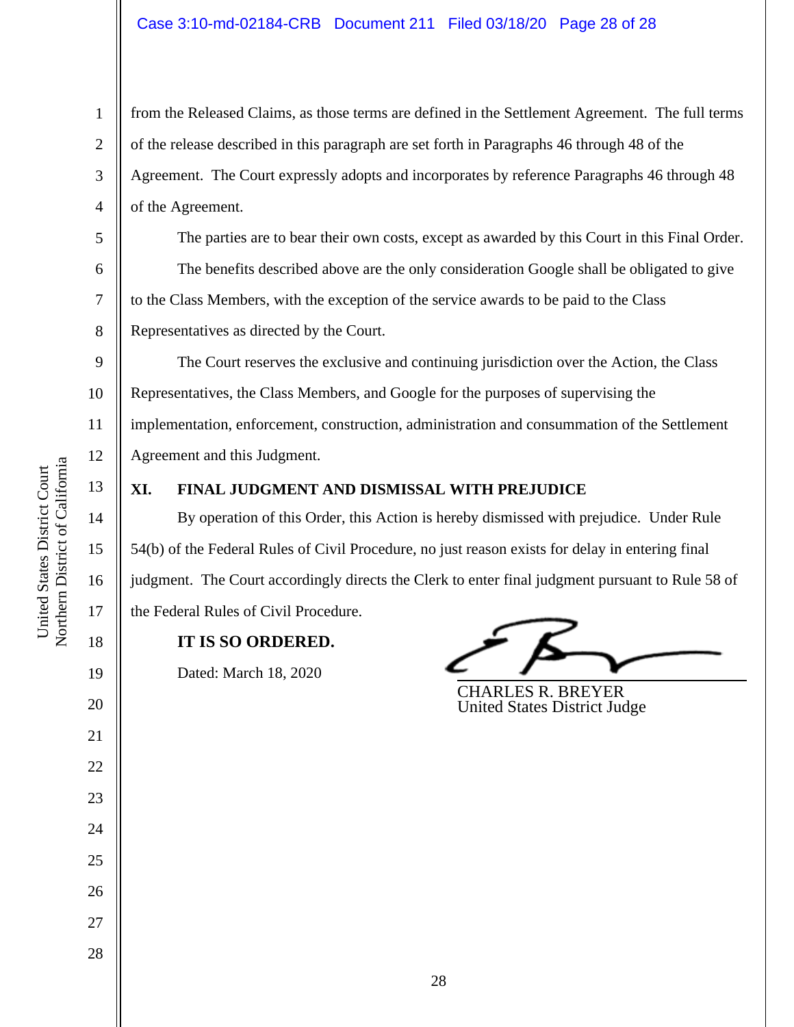from the Released Claims, as those terms are defined in the Settlement Agreement. The full terms of the release described in this paragraph are set forth in Paragraphs 46 through 48 of the Agreement. The Court expressly adopts and incorporates by reference Paragraphs 46 through 48 of the Agreement.

The parties are to bear their own costs, except as awarded by this Court in this Final Order.

The benefits described above are the only consideration Google shall be obligated to give to the Class Members, with the exception of the service awards to be paid to the Class Representatives as directed by the Court.

The Court reserves the exclusive and continuing jurisdiction over the Action, the Class Representatives, the Class Members, and Google for the purposes of supervising the implementation, enforcement, construction, administration and consummation of the Settlement Agreement and this Judgment.

## XI. FINAL JUDGMENT AND DISMISSAL WITH PREJUDICE

By operation of this Order, this Action is hereby dismissed with prejudice. Under Rule 54(b) of the Federal Rules of Civil Procedure, no just reason exists for delay in entering final judgment. The Court accordingly directs the Clerk to enter final judgment pursuant to Rule 58 of the Federal Rules of Civil Procedure.

**IT IS SO ORDERED.**

Dated: March 18, 2020

CHARLES R. BREYER
United States District Judge